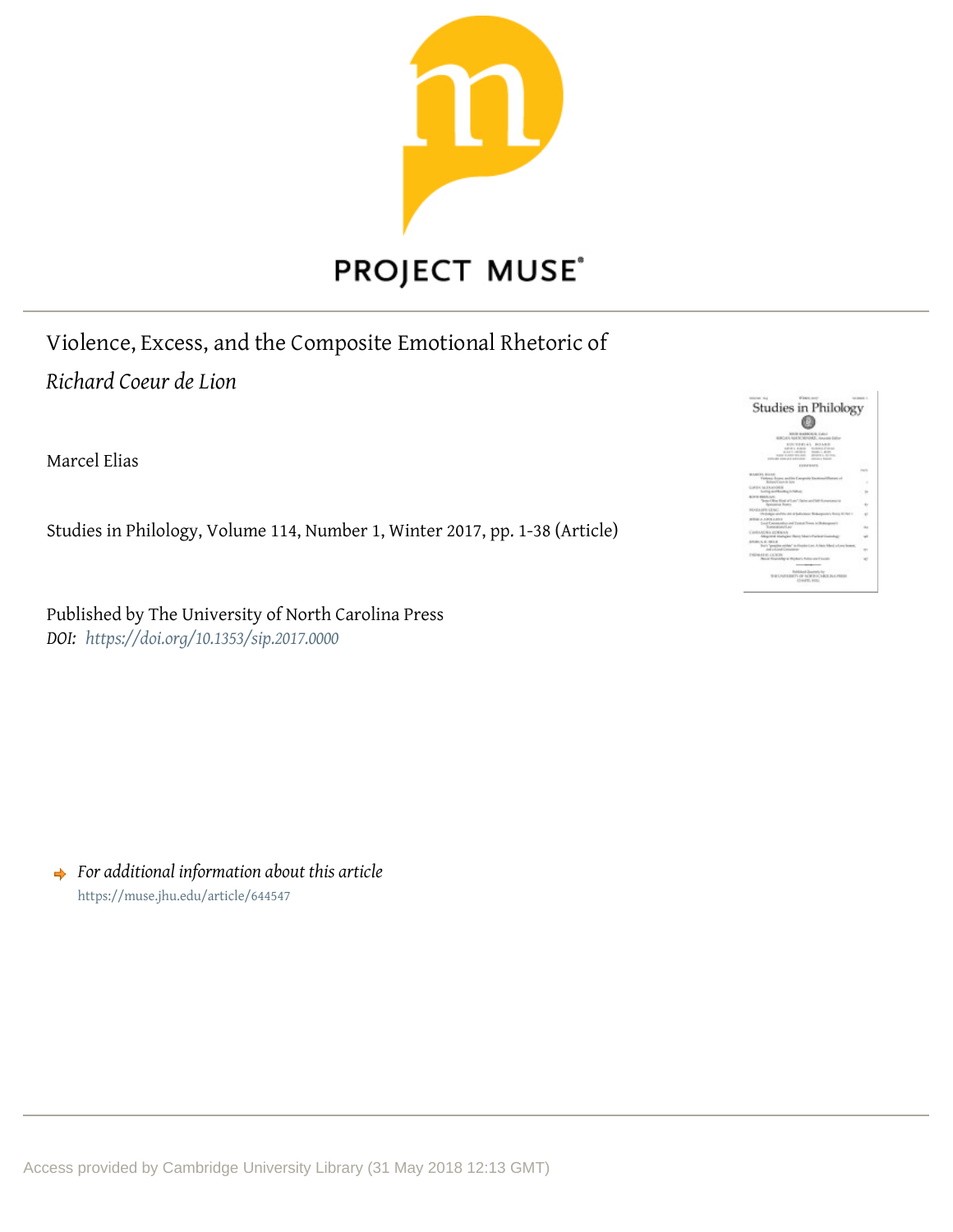PROJECT MUSE®

# Violence, Excess, and the Composite Emotional Rhetoric of *Richard Coeur de Lion*

Marcel Elias

Studies in Philology, Volume 114, Number 1, Winter 2017, pp. 1-38 (Article)

Published by The University of North Carolina Press

*DOI:* *https://doi.org/10.1353/sip.2017.0000*

*For additional information about this article*

https://muse.jhu.edu/article/644547

Access provided by Cambridge University Library (31 May 2018 12:13 GMT)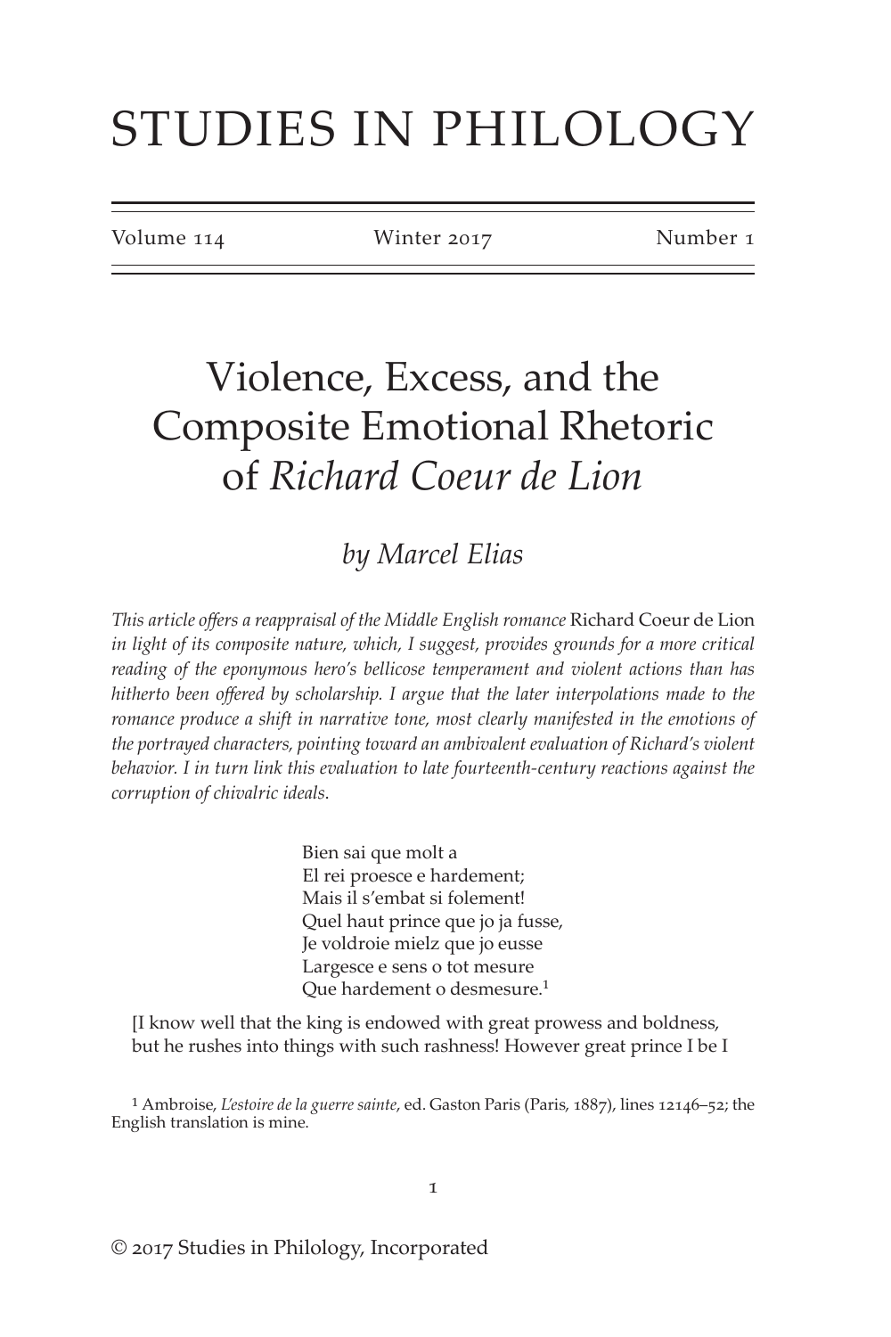# STUDIES IN PHILOLOGY

Volume 114 | Winter 2017 | Number 1

# Violence, Excess, and the Composite Emotional Rhetoric of *Richard Coeur de Lion*

*by Marcel Elias*

*This article offers a reappraisal of the Middle English romance* Richard Coeur de Lion *in light of its composite nature, which, I suggest, provides grounds for a more critical reading of the eponymous hero's bellicose temperament and violent actions than has hitherto been offered by scholarship. I argue that the later interpolations made to the romance produce a shift in narrative tone, most clearly manifested in the emotions of the portrayed characters, pointing toward an ambivalent evaluation of Richard's violent behavior. I in turn link this evaluation to late fourteenth-century reactions against the corruption of chivalric ideals.*

> Bien sai que molt a
> El rei proesce e hardement;
> Mais il s'embat si folement!
> Quel haut prince que jo ja fusse,
> Je voldroie mielz que jo eusse
> Largesce e sens o tot mesure
> Que hardement o desmesure.[1]

[I know well that the king is endowed with great prowess and boldness, but he rushes into things with such rashness! However great prince I be I

[1] Ambroise, *L'estoire de la guerre sainte*, ed. Gaston Paris (Paris, 1887), lines 12146–52; the English translation is mine.

© 2017 Studies in Philology, Incorporated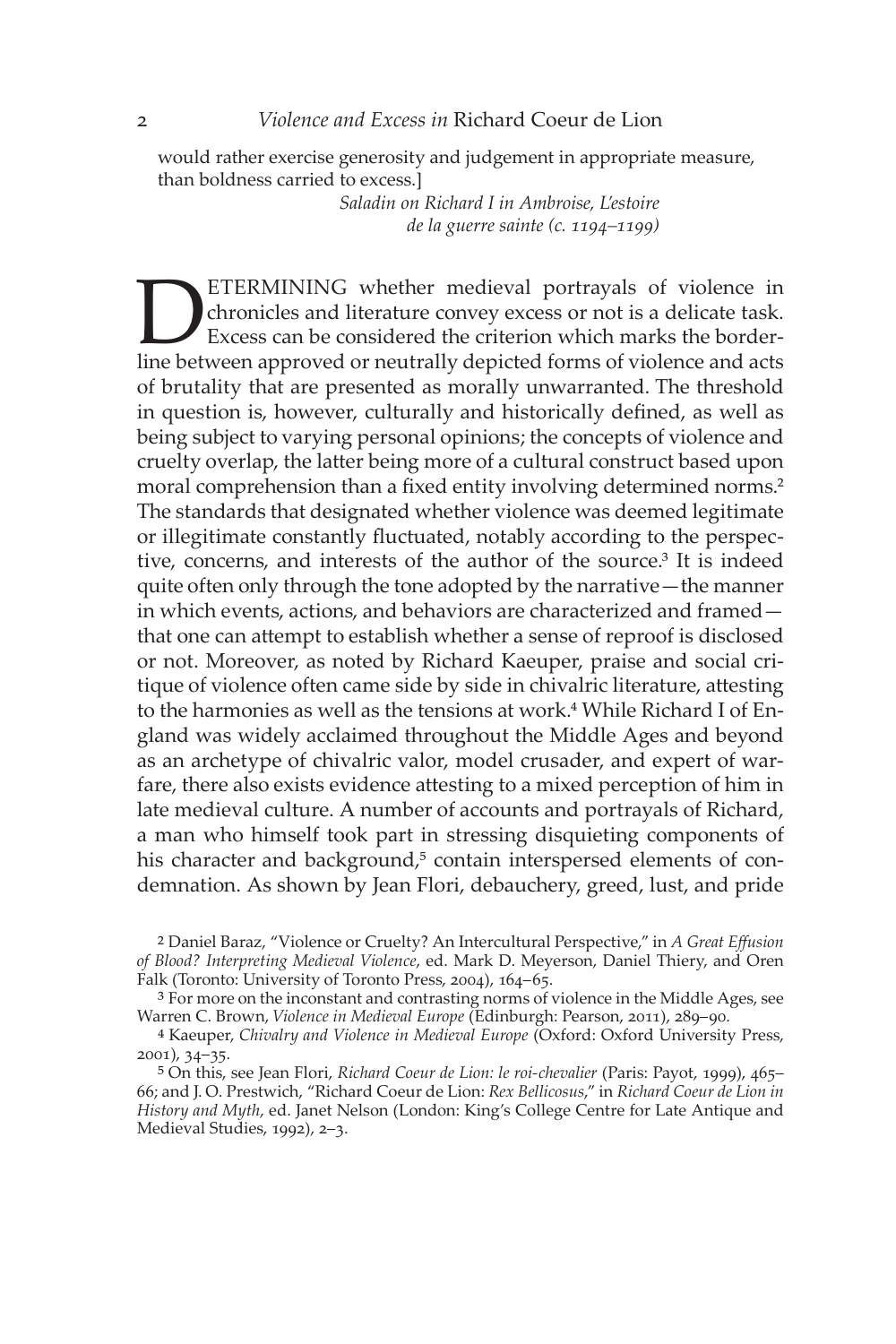would rather exercise generosity and judgement in appropriate measure, than boldness carried to excess.]

*Saladin on Richard I in Ambroise, L'estoire de la guerre sainte (c. 1194–1199)*

DETERMINING whether medieval portrayals of violence in chronicles and literature convey excess or not is a delicate task. Excess can be considered the criterion which marks the borderline between approved or neutrally depicted forms of violence and acts of brutality that are presented as morally unwarranted. The threshold in question is, however, culturally and historically defined, as well as being subject to varying personal opinions; the concepts of violence and cruelty overlap, the latter being more of a cultural construct based upon moral comprehension than a fixed entity involving determined norms.[2] The standards that designated whether violence was deemed legitimate or illegitimate constantly fluctuated, notably according to the perspective, concerns, and interests of the author of the source.[3] It is indeed quite often only through the tone adopted by the narrative—the manner in which events, actions, and behaviors are characterized and framed—that one can attempt to establish whether a sense of reproof is disclosed or not. Moreover, as noted by Richard Kaeuper, praise and social critique of violence often came side by side in chivalric literature, attesting to the harmonies as well as the tensions at work.[4] While Richard I of England was widely acclaimed throughout the Middle Ages and beyond as an archetype of chivalric valor, model crusader, and expert of warfare, there also exists evidence attesting to a mixed perception of him in late medieval culture. A number of accounts and portrayals of Richard, a man who himself took part in stressing disquieting components of his character and background,[5] contain interspersed elements of condemnation. As shown by Jean Flori, debauchery, greed, lust, and pride

2 Daniel Baraz, "Violence or Cruelty? An Intercultural Perspective," in *A Great Effusion of Blood? Interpreting Medieval Violence*, ed. Mark D. Meyerson, Daniel Thiery, and Oren Falk (Toronto: University of Toronto Press, 2004), 164–65.

3 For more on the inconstant and contrasting norms of violence in the Middle Ages, see Warren C. Brown, *Violence in Medieval Europe* (Edinburgh: Pearson, 2011), 289–90.

4 Kaeuper, *Chivalry and Violence in Medieval Europe* (Oxford: Oxford University Press, 2001), 34–35.

5 On this, see Jean Flori, *Richard Coeur de Lion: le roi-chevalier* (Paris: Payot, 1999), 465–66; and J. O. Prestwich, "Richard Coeur de Lion: *Rex Bellicosus*," in *Richard Coeur de Lion in History and Myth*, ed. Janet Nelson (London: King's College Centre for Late Antique and Medieval Studies, 1992), 2–3.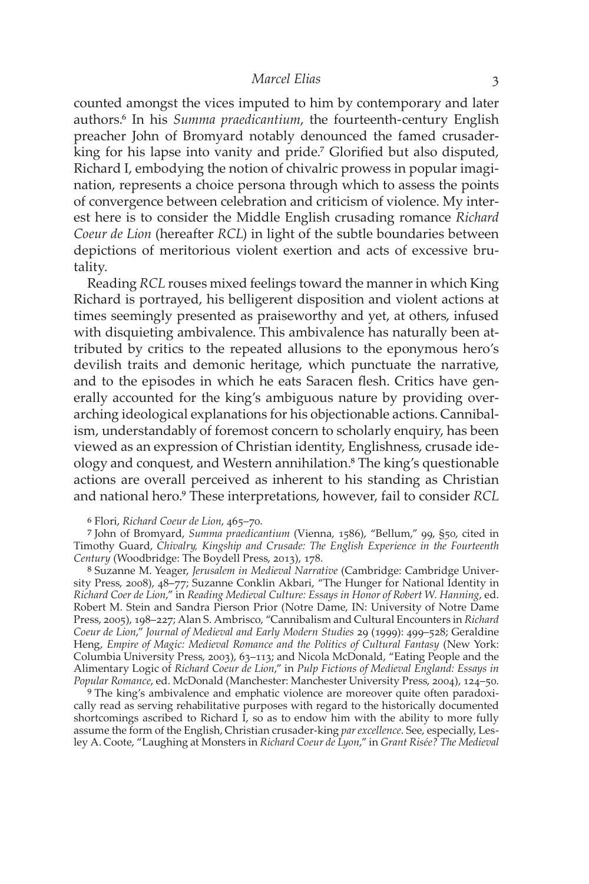counted amongst the vices imputed to him by contemporary and later authors.[6] In his *Summa praedicantium*, the fourteenth-century English preacher John of Bromyard notably denounced the famed crusader-king for his lapse into vanity and pride.[7] Glorified but also disputed, Richard I, embodying the notion of chivalric prowess in popular imagination, represents a choice persona through which to assess the points of convergence between celebration and criticism of violence. My interest here is to consider the Middle English crusading romance *Richard Coeur de Lion* (hereafter *RCL*) in light of the subtle boundaries between depictions of meritorious violent exertion and acts of excessive brutality.

Reading *RCL* rouses mixed feelings toward the manner in which King Richard is portrayed, his belligerent disposition and violent actions at times seemingly presented as praiseworthy and yet, at others, infused with disquieting ambivalence. This ambivalence has naturally been attributed by critics to the repeated allusions to the eponymous hero's devilish traits and demonic heritage, which punctuate the narrative, and to the episodes in which he eats Saracen flesh. Critics have generally accounted for the king's ambiguous nature by providing overarching ideological explanations for his objectionable actions. Cannibalism, understandably of foremost concern to scholarly enquiry, has been viewed as an expression of Christian identity, Englishness, crusade ideology and conquest, and Western annihilation.[8] The king's questionable actions are overall perceived as inherent to his standing as Christian and national hero.[9] These interpretations, however, fail to consider *RCL*

6 Flori, *Richard Coeur de Lion*, 465–70.

7 John of Bromyard, *Summa praedicantium* (Vienna, 1586), "Bellum," 99, §50, cited in Timothy Guard, *Chivalry, Kingship and Crusade: The English Experience in the Fourteenth Century* (Woodbridge: The Boydell Press, 2013), 178.

8 Suzanne M. Yeager, *Jerusalem in Medieval Narrative* (Cambridge: Cambridge University Press, 2008), 48–77; Suzanne Conklin Akbari, "The Hunger for National Identity in *Richard Coer de Lion*," in *Reading Medieval Culture: Essays in Honor of Robert W. Hanning*, ed. Robert M. Stein and Sandra Pierson Prior (Notre Dame, IN: University of Notre Dame Press, 2005), 198–227; Alan S. Ambrisco, "Cannibalism and Cultural Encounters in *Richard Coeur de Lion*," *Journal of Medieval and Early Modern Studies* 29 (1999): 499–528; Geraldine Heng, *Empire of Magic: Medieval Romance and the Politics of Cultural Fantasy* (New York: Columbia University Press, 2003), 63–113; and Nicola McDonald, "Eating People and the Alimentary Logic of *Richard Coeur de Lion*," in *Pulp Fictions of Medieval England: Essays in Popular Romance*, ed. McDonald (Manchester: Manchester University Press, 2004), 124–50.

9 The king's ambivalence and emphatic violence are moreover quite often paradoxically read as serving rehabilitative purposes with regard to the historically documented shortcomings ascribed to Richard I, so as to endow him with the ability to more fully assume the form of the English, Christian crusader-king *par excellence*. See, especially, Lesley A. Coote, "Laughing at Monsters in *Richard Coeur de Lyon*," in *Grant Risée? The Medieval*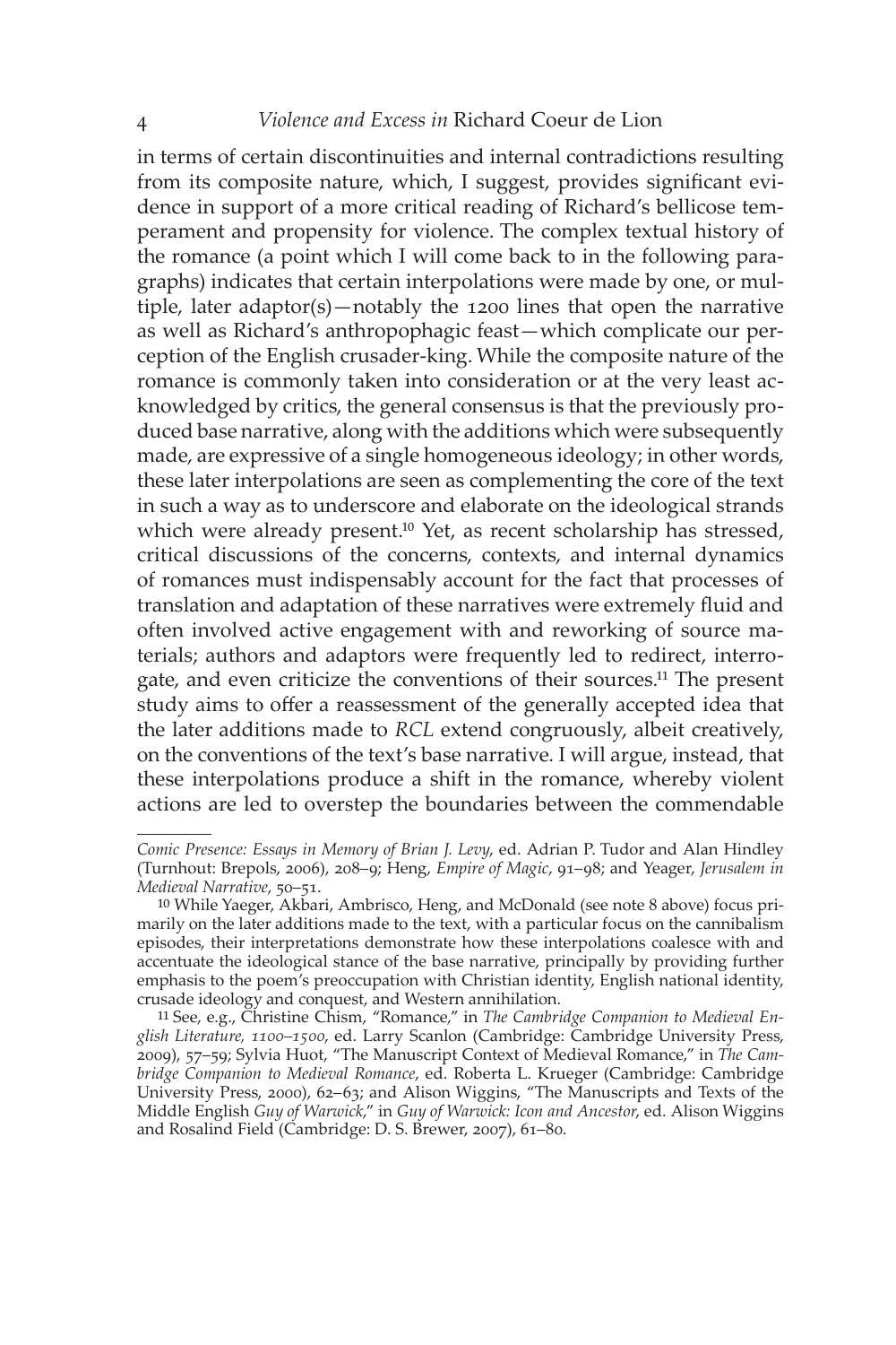in terms of certain discontinuities and internal contradictions resulting from its composite nature, which, I suggest, provides significant evidence in support of a more critical reading of Richard's bellicose temperament and propensity for violence. The complex textual history of the romance (a point which I will come back to in the following paragraphs) indicates that certain interpolations were made by one, or multiple, later adaptor(s)—notably the 1200 lines that open the narrative as well as Richard's anthropophagic feast—which complicate our perception of the English crusader-king. While the composite nature of the romance is commonly taken into consideration or at the very least acknowledged by critics, the general consensus is that the previously produced base narrative, along with the additions which were subsequently made, are expressive of a single homogeneous ideology; in other words, these later interpolations are seen as complementing the core of the text in such a way as to underscore and elaborate on the ideological strands which were already present.[10] Yet, as recent scholarship has stressed, critical discussions of the concerns, contexts, and internal dynamics of romances must indispensably account for the fact that processes of translation and adaptation of these narratives were extremely fluid and often involved active engagement with and reworking of source materials; authors and adaptors were frequently led to redirect, interrogate, and even criticize the conventions of their sources.[11] The present study aims to offer a reassessment of the generally accepted idea that the later additions made to *RCL* extend congruously, albeit creatively, on the conventions of the text's base narrative. I will argue, instead, that these interpolations produce a shift in the romance, whereby violent actions are led to overstep the boundaries between the commendable

---

*Comic Presence: Essays in Memory of Brian J. Levy*, ed. Adrian P. Tudor and Alan Hindley (Turnhout: Brepols, 2006), 208–9; Heng, *Empire of Magic*, 91–98; and Yeager, *Jerusalem in Medieval Narrative*, 50–51.

10 While Yeager, Akbari, Ambrisco, Heng, and McDonald (see note 8 above) focus primarily on the later additions made to the text, with a particular focus on the cannibalism episodes, their interpretations demonstrate how these interpolations coalesce with and accentuate the ideological stance of the base narrative, principally by providing further emphasis to the poem's preoccupation with Christian identity, English national identity, crusade ideology and conquest, and Western annihilation.

11 See, e.g., Christine Chism, "Romance," in *The Cambridge Companion to Medieval English Literature, 1100–1500*, ed. Larry Scanlon (Cambridge: Cambridge University Press, 2009), 57–59; Sylvia Huot, "The Manuscript Context of Medieval Romance," in *The Cambridge Companion to Medieval Romance*, ed. Roberta L. Krueger (Cambridge: Cambridge University Press, 2000), 62–63; and Alison Wiggins, "The Manuscripts and Texts of the Middle English *Guy of Warwick*," in *Guy of Warwick: Icon and Ancestor*, ed. Alison Wiggins and Rosalind Field (Cambridge: D. S. Brewer, 2007), 61–80.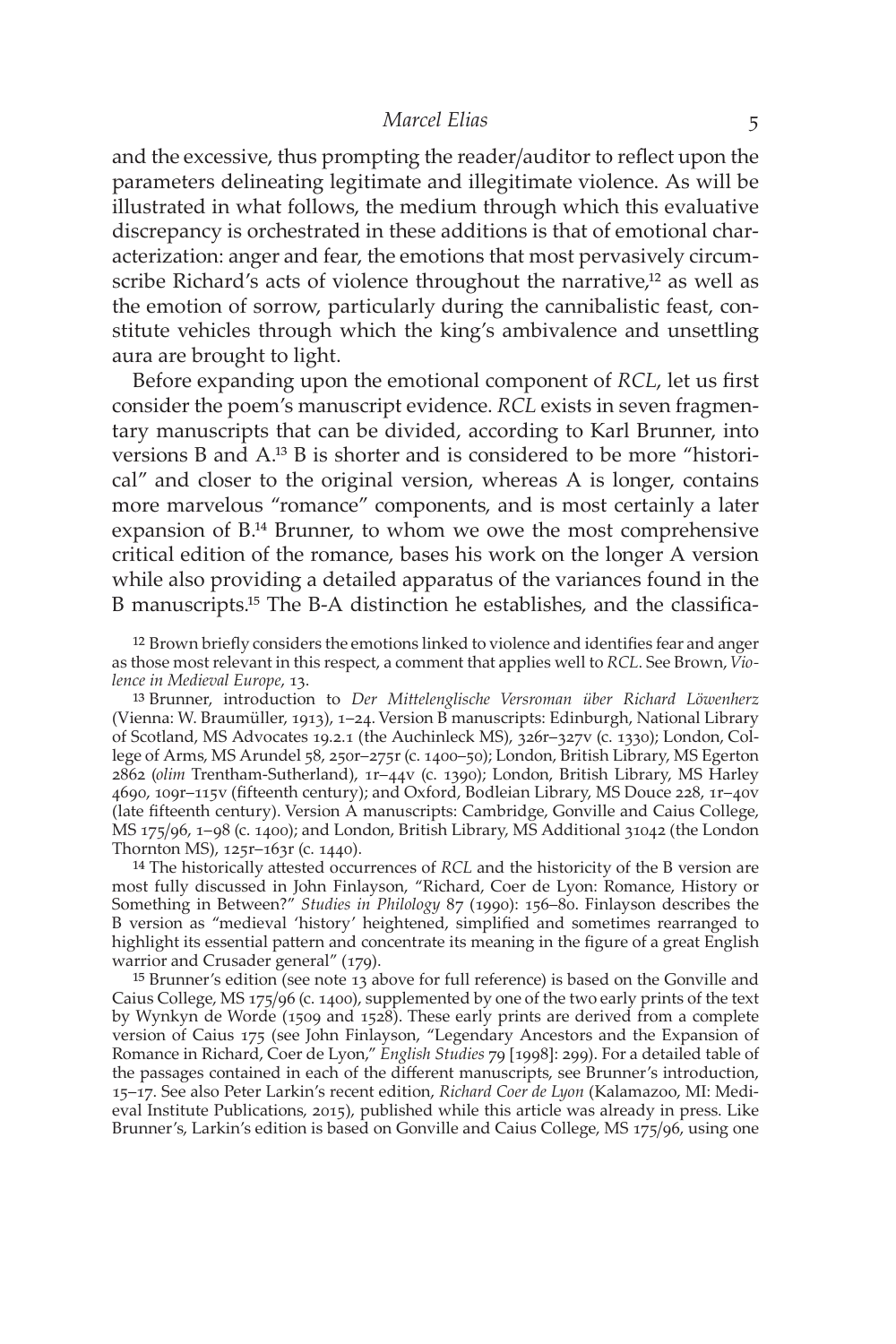and the excessive, thus prompting the reader/auditor to reflect upon the parameters delineating legitimate and illegitimate violence. As will be illustrated in what follows, the medium through which this evaluative discrepancy is orchestrated in these additions is that of emotional characterization: anger and fear, the emotions that most pervasively circumscribe Richard's acts of violence throughout the narrative,[12] as well as the emotion of sorrow, particularly during the cannibalistic feast, constitute vehicles through which the king's ambivalence and unsettling aura are brought to light.

Before expanding upon the emotional component of *RCL*, let us first consider the poem's manuscript evidence. *RCL* exists in seven fragmentary manuscripts that can be divided, according to Karl Brunner, into versions B and A.[13] B is shorter and is considered to be more "historical" and closer to the original version, whereas A is longer, contains more marvelous "romance" components, and is most certainly a later expansion of B.[14] Brunner, to whom we owe the most comprehensive critical edition of the romance, bases his work on the longer A version while also providing a detailed apparatus of the variances found in the B manuscripts.[15] The B-A distinction he establishes, and the classifica-

[12] Brown briefly considers the emotions linked to violence and identifies fear and anger as those most relevant in this respect, a comment that applies well to *RCL*. See Brown, *Violence in Medieval Europe*, 13.

[13] Brunner, introduction to *Der Mittelenglische Versroman über Richard Löwenherz* (Vienna: W. Braumüller, 1913), 1–24. Version B manuscripts: Edinburgh, National Library of Scotland, MS Advocates 19.2.1 (the Auchinleck MS), 326r–327v (c. 1330); London, College of Arms, MS Arundel 58, 250r–275r (c. 1400–50); London, British Library, MS Egerton 2862 (*olim* Trentham-Sutherland), 1r–44v (c. 1390); London, British Library, MS Harley 4690, 109r–115v (fifteenth century); and Oxford, Bodleian Library, MS Douce 228, 1r–40v (late fifteenth century). Version A manuscripts: Cambridge, Gonville and Caius College, MS 175/96, 1–98 (c. 1400); and London, British Library, MS Additional 31042 (the London Thornton MS), 125r–163r (c. 1440).

[14] The historically attested occurrences of *RCL* and the historicity of the B version are most fully discussed in John Finlayson, "Richard, Coer de Lyon: Romance, History or Something in Between?" *Studies in Philology* 87 (1990): 156–80. Finlayson describes the B version as "medieval 'history' heightened, simplified and sometimes rearranged to highlight its essential pattern and concentrate its meaning in the figure of a great English warrior and Crusader general" (179).

[15] Brunner's edition (see note 13 above for full reference) is based on the Gonville and Caius College, MS 175/96 (c. 1400), supplemented by one of the two early prints of the text by Wynkyn de Worde (1509 and 1528). These early prints are derived from a complete version of Caius 175 (see John Finlayson, "Legendary Ancestors and the Expansion of Romance in Richard, Coer de Lyon," *English Studies* 79 [1998]: 299). For a detailed table of the passages contained in each of the different manuscripts, see Brunner's introduction, 15–17. See also Peter Larkin's recent edition, *Richard Coer de Lyon* (Kalamazoo, MI: Medieval Institute Publications, 2015), published while this article was already in press. Like Brunner's, Larkin's edition is based on Gonville and Caius College, MS 175/96, using one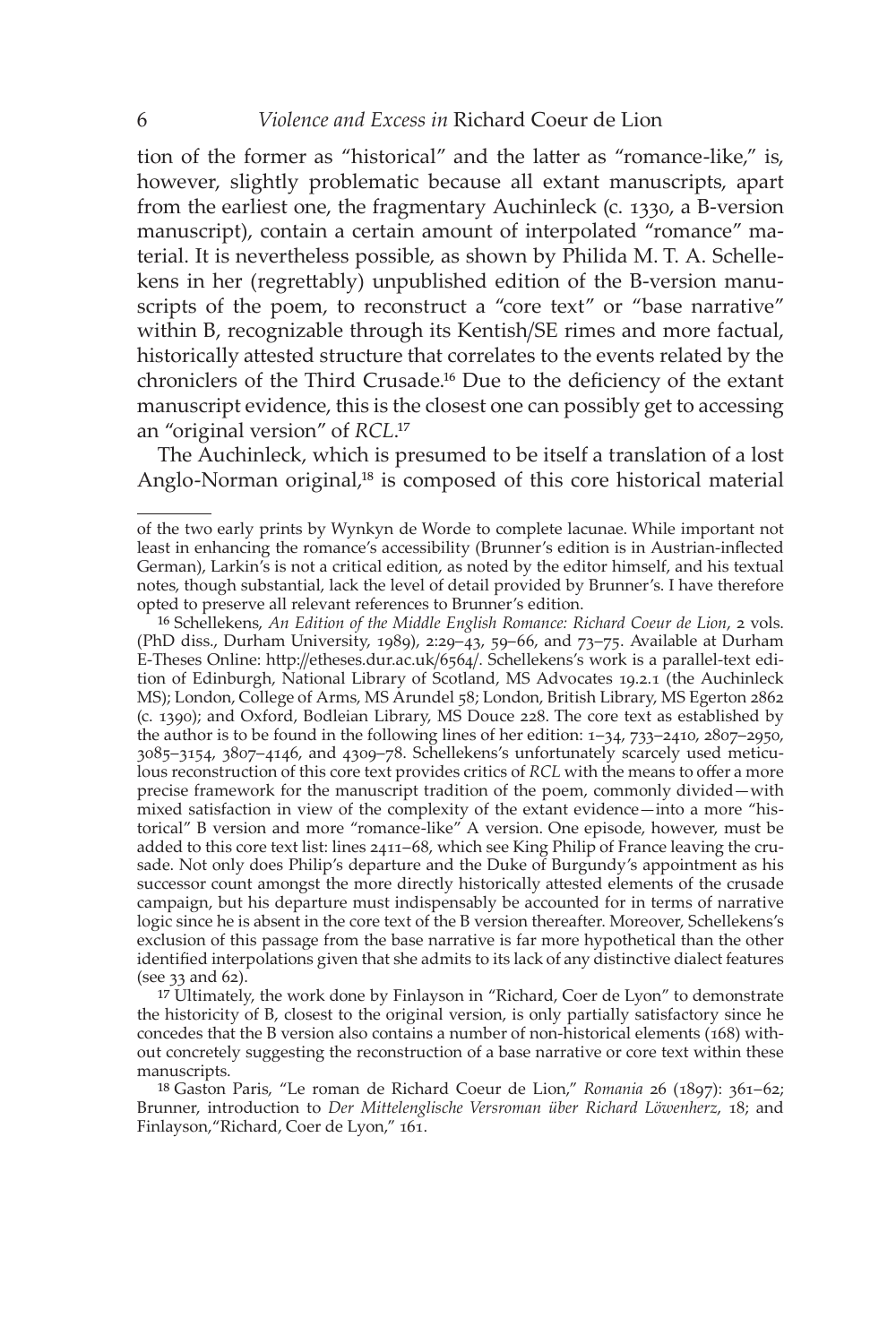tion of the former as "historical" and the latter as "romance-like," is, however, slightly problematic because all extant manuscripts, apart from the earliest one, the fragmentary Auchinleck (c. 1330, a B-version manuscript), contain a certain amount of interpolated "romance" material. It is nevertheless possible, as shown by Philida M. T. A. Schellekens in her (regrettably) unpublished edition of the B-version manuscripts of the poem, to reconstruct a "core text" or "base narrative" within B, recognizable through its Kentish/SE rimes and more factual, historically attested structure that correlates to the events related by the chroniclers of the Third Crusade.[16] Due to the deficiency of the extant manuscript evidence, this is the closest one can possibly get to accessing an "original version" of *RCL*.[17]

The Auchinleck, which is presumed to be itself a translation of a lost Anglo-Norman original,[18] is composed of this core historical material

---

of the two early prints by Wynkyn de Worde to complete lacunae. While important not least in enhancing the romance's accessibility (Brunner's edition is in Austrian-inflected German), Larkin's is not a critical edition, as noted by the editor himself, and his textual notes, though substantial, lack the level of detail provided by Brunner's. I have therefore opted to preserve all relevant references to Brunner's edition.

16 Schellekens, *An Edition of the Middle English Romance: Richard Coeur de Lion*, 2 vols. (PhD diss., Durham University, 1989), 2:29–43, 59–66, and 73–75. Available at Durham E-Theses Online: http://etheses.dur.ac.uk/6564/. Schellekens's work is a parallel-text edition of Edinburgh, National Library of Scotland, MS Advocates 19.2.1 (the Auchinleck MS); London, College of Arms, MS Arundel 58; London, British Library, MS Egerton 2862 (c. 1390); and Oxford, Bodleian Library, MS Douce 228. The core text as established by the author is to be found in the following lines of her edition: 1–34, 733–2410, 2807–2950, 3085–3154, 3807–4146, and 4309–78. Schellekens's unfortunately scarcely used meticulous reconstruction of this core text provides critics of *RCL* with the means to offer a more precise framework for the manuscript tradition of the poem, commonly divided—with mixed satisfaction in view of the complexity of the extant evidence—into a more "historical" B version and more "romance-like" A version. One episode, however, must be added to this core text list: lines 2411–68, which see King Philip of France leaving the crusade. Not only does Philip's departure and the Duke of Burgundy's appointment as his successor count amongst the more directly historically attested elements of the crusade campaign, but his departure must indispensably be accounted for in terms of narrative logic since he is absent in the core text of the B version thereafter. Moreover, Schellekens's exclusion of this passage from the base narrative is far more hypothetical than the other identified interpolations given that she admits to its lack of any distinctive dialect features (see 33 and 62).

17 Ultimately, the work done by Finlayson in "Richard, Coer de Lyon" to demonstrate the historicity of B, closest to the original version, is only partially satisfactory since he concedes that the B version also contains a number of non-historical elements (168) without concretely suggesting the reconstruction of a base narrative or core text within these manuscripts.

18 Gaston Paris, "Le roman de Richard Coeur de Lion," *Romania* 26 (1897): 361–62; Brunner, introduction to *Der Mittelenglische Versroman über Richard Löwenherz*, 18; and Finlayson,"Richard, Coer de Lyon," 161.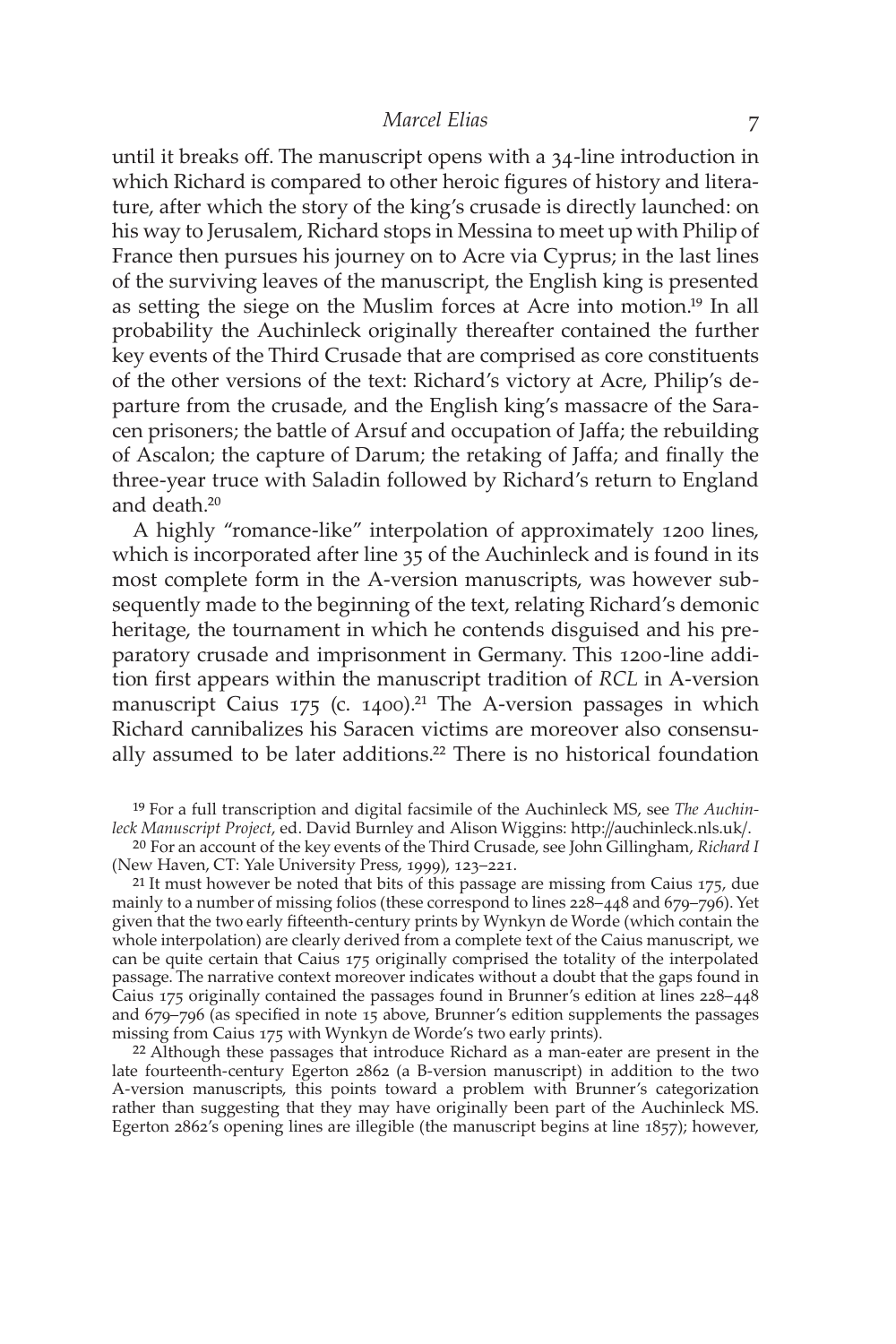until it breaks off. The manuscript opens with a 34-line introduction in which Richard is compared to other heroic figures of history and literature, after which the story of the king's crusade is directly launched: on his way to Jerusalem, Richard stops in Messina to meet up with Philip of France then pursues his journey on to Acre via Cyprus; in the last lines of the surviving leaves of the manuscript, the English king is presented as setting the siege on the Muslim forces at Acre into motion.[19] In all probability the Auchinleck originally thereafter contained the further key events of the Third Crusade that are comprised as core constituents of the other versions of the text: Richard's victory at Acre, Philip's departure from the crusade, and the English king's massacre of the Saracen prisoners; the battle of Arsuf and occupation of Jaffa; the rebuilding of Ascalon; the capture of Darum; the retaking of Jaffa; and finally the three-year truce with Saladin followed by Richard's return to England and death.[20]

A highly "romance-like" interpolation of approximately 1200 lines, which is incorporated after line 35 of the Auchinleck and is found in its most complete form in the A-version manuscripts, was however subsequently made to the beginning of the text, relating Richard's demonic heritage, the tournament in which he contends disguised and his preparatory crusade and imprisonment in Germany. This 1200-line addition first appears within the manuscript tradition of *RCL* in A-version manuscript Caius 175 (c. 1400).[21] The A-version passages in which Richard cannibalizes his Saracen victims are moreover also consensually assumed to be later additions.[22] There is no historical foundation

[19] For a full transcription and digital facsimile of the Auchinleck MS, see *The Auchinleck Manuscript Project*, ed. David Burnley and Alison Wiggins: http://auchinleck.nls.uk/.

[20] For an account of the key events of the Third Crusade, see John Gillingham, *Richard I* (New Haven, CT: Yale University Press, 1999), 123–221.

[21] It must however be noted that bits of this passage are missing from Caius 175, due mainly to a number of missing folios (these correspond to lines 228–448 and 679–796). Yet given that the two early fifteenth-century prints by Wynkyn de Worde (which contain the whole interpolation) are clearly derived from a complete text of the Caius manuscript, we can be quite certain that Caius 175 originally comprised the totality of the interpolated passage. The narrative context moreover indicates without a doubt that the gaps found in Caius 175 originally contained the passages found in Brunner's edition at lines 228–448 and 679–796 (as specified in note 15 above, Brunner's edition supplements the passages missing from Caius 175 with Wynkyn de Worde's two early prints).

[22] Although these passages that introduce Richard as a man-eater are present in the late fourteenth-century Egerton 2862 (a B-version manuscript) in addition to the two A-version manuscripts, this points toward a problem with Brunner's categorization rather than suggesting that they may have originally been part of the Auchinleck MS. Egerton 2862's opening lines are illegible (the manuscript begins at line 1857); however,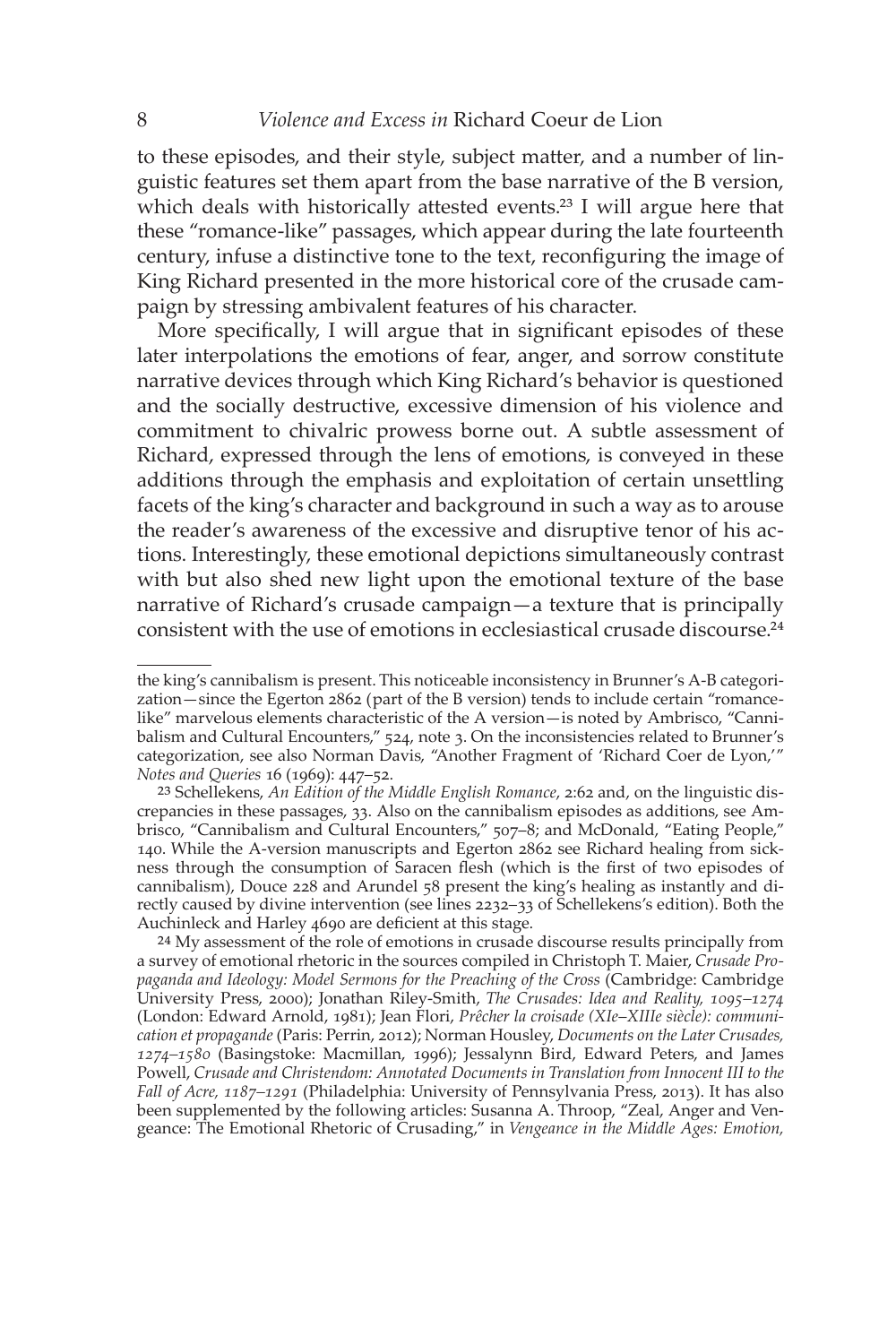to these episodes, and their style, subject matter, and a number of linguistic features set them apart from the base narrative of the B version, which deals with historically attested events.[23] I will argue here that these "romance-like" passages, which appear during the late fourteenth century, infuse a distinctive tone to the text, reconfiguring the image of King Richard presented in the more historical core of the crusade campaign by stressing ambivalent features of his character.

More specifically, I will argue that in significant episodes of these later interpolations the emotions of fear, anger, and sorrow constitute narrative devices through which King Richard's behavior is questioned and the socially destructive, excessive dimension of his violence and commitment to chivalric prowess borne out. A subtle assessment of Richard, expressed through the lens of emotions, is conveyed in these additions through the emphasis and exploitation of certain unsettling facets of the king's character and background in such a way as to arouse the reader's awareness of the excessive and disruptive tenor of his actions. Interestingly, these emotional depictions simultaneously contrast with but also shed new light upon the emotional texture of the base narrative of Richard's crusade campaign—a texture that is principally consistent with the use of emotions in ecclesiastical crusade discourse.[24]

---

the king's cannibalism is present. This noticeable inconsistency in Brunner's A-B categorization—since the Egerton 2862 (part of the B version) tends to include certain "romance-like" marvelous elements characteristic of the A version—is noted by Ambrisco, "Cannibalism and Cultural Encounters," 524, note 3. On the inconsistencies related to Brunner's categorization, see also Norman Davis, "Another Fragment of 'Richard Coer de Lyon,'" *Notes and Queries* 16 (1969): 447–52.

23 Schellekens, *An Edition of the Middle English Romance*, 2:62 and, on the linguistic discrepancies in these passages, 33. Also on the cannibalism episodes as additions, see Ambrisco, "Cannibalism and Cultural Encounters," 507–8; and McDonald, "Eating People," 140. While the A-version manuscripts and Egerton 2862 see Richard healing from sickness through the consumption of Saracen flesh (which is the first of two episodes of cannibalism), Douce 228 and Arundel 58 present the king's healing as instantly and directly caused by divine intervention (see lines 2232–33 of Schellekens's edition). Both the Auchinleck and Harley 4690 are deficient at this stage.

24 My assessment of the role of emotions in crusade discourse results principally from a survey of emotional rhetoric in the sources compiled in Christoph T. Maier, *Crusade Propaganda and Ideology: Model Sermons for the Preaching of the Cross* (Cambridge: Cambridge University Press, 2000); Jonathan Riley-Smith, *The Crusades: Idea and Reality, 1095–1274* (London: Edward Arnold, 1981); Jean Flori, *Prêcher la croisade (XIe–XIIIe siècle): communication et propagande* (Paris: Perrin, 2012); Norman Housley, *Documents on the Later Crusades, 1274–1580* (Basingstoke: Macmillan, 1996); Jessalynn Bird, Edward Peters, and James Powell, *Crusade and Christendom: Annotated Documents in Translation from Innocent III to the Fall of Acre, 1187–1291* (Philadelphia: University of Pennsylvania Press, 2013). It has also been supplemented by the following articles: Susanna A. Throop, "Zeal, Anger and Vengeance: The Emotional Rhetoric of Crusading," in *Vengeance in the Middle Ages: Emotion,*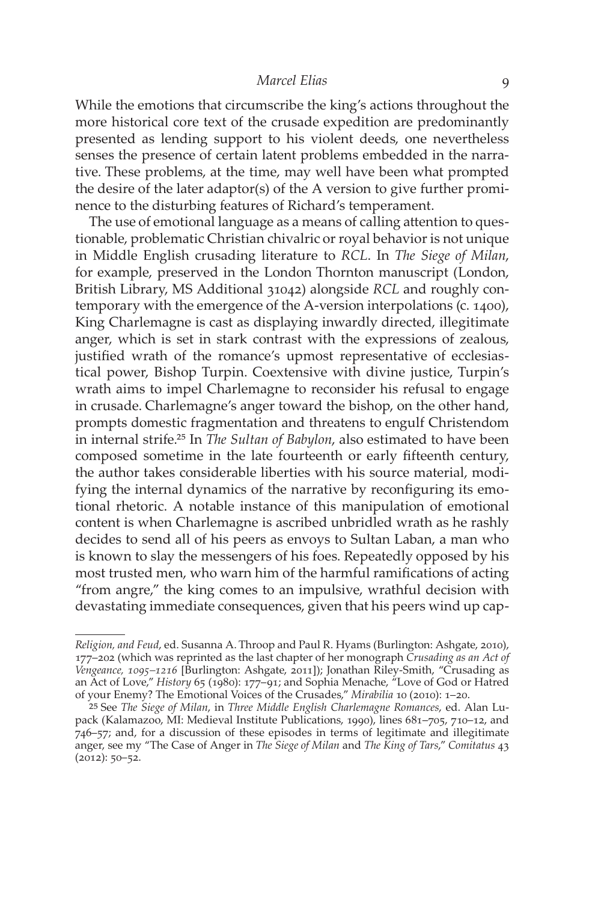While the emotions that circumscribe the king's actions throughout the more historical core text of the crusade expedition are predominantly presented as lending support to his violent deeds, one nevertheless senses the presence of certain latent problems embedded in the narrative. These problems, at the time, may well have been what prompted the desire of the later adaptor(s) of the A version to give further prominence to the disturbing features of Richard's temperament.

The use of emotional language as a means of calling attention to questionable, problematic Christian chivalric or royal behavior is not unique in Middle English crusading literature to *RCL*. In *The Siege of Milan*, for example, preserved in the London Thornton manuscript (London, British Library, MS Additional 31042) alongside *RCL* and roughly contemporary with the emergence of the A-version interpolations (c. 1400), King Charlemagne is cast as displaying inwardly directed, illegitimate anger, which is set in stark contrast with the expressions of zealous, justified wrath of the romance's upmost representative of ecclesiastical power, Bishop Turpin. Coextensive with divine justice, Turpin's wrath aims to impel Charlemagne to reconsider his refusal to engage in crusade. Charlemagne's anger toward the bishop, on the other hand, prompts domestic fragmentation and threatens to engulf Christendom in internal strife.[25] In *The Sultan of Babylon*, also estimated to have been composed sometime in the late fourteenth or early fifteenth century, the author takes considerable liberties with his source material, modifying the internal dynamics of the narrative by reconfiguring its emotional rhetoric. A notable instance of this manipulation of emotional content is when Charlemagne is ascribed unbridled wrath as he rashly decides to send all of his peers as envoys to Sultan Laban, a man who is known to slay the messengers of his foes. Repeatedly opposed by his most trusted men, who warn him of the harmful ramifications of acting "from angre," the king comes to an impulsive, wrathful decision with devastating immediate consequences, given that his peers wind up cap-

---

*Religion, and Feud*, ed. Susanna A. Throop and Paul R. Hyams (Burlington: Ashgate, 2010), 177–202 (which was reprinted as the last chapter of her monograph *Crusading as an Act of Vengeance, 1095–1216* [Burlington: Ashgate, 2011]); Jonathan Riley-Smith, "Crusading as an Act of Love," *History* 65 (1980): 177–91; and Sophia Menache, "Love of God or Hatred of your Enemy? The Emotional Voices of the Crusades," *Mirabilia* 10 (2010): 1–20.

[25] See *The Siege of Milan*, in *Three Middle English Charlemagne Romances*, ed. Alan Lupack (Kalamazoo, MI: Medieval Institute Publications, 1990), lines 681–705, 710–12, and 746–57; and, for a discussion of these episodes in terms of legitimate and illegitimate anger, see my "The Case of Anger in *The Siege of Milan* and *The King of Tars*," *Comitatus* 43 (2012): 50–52.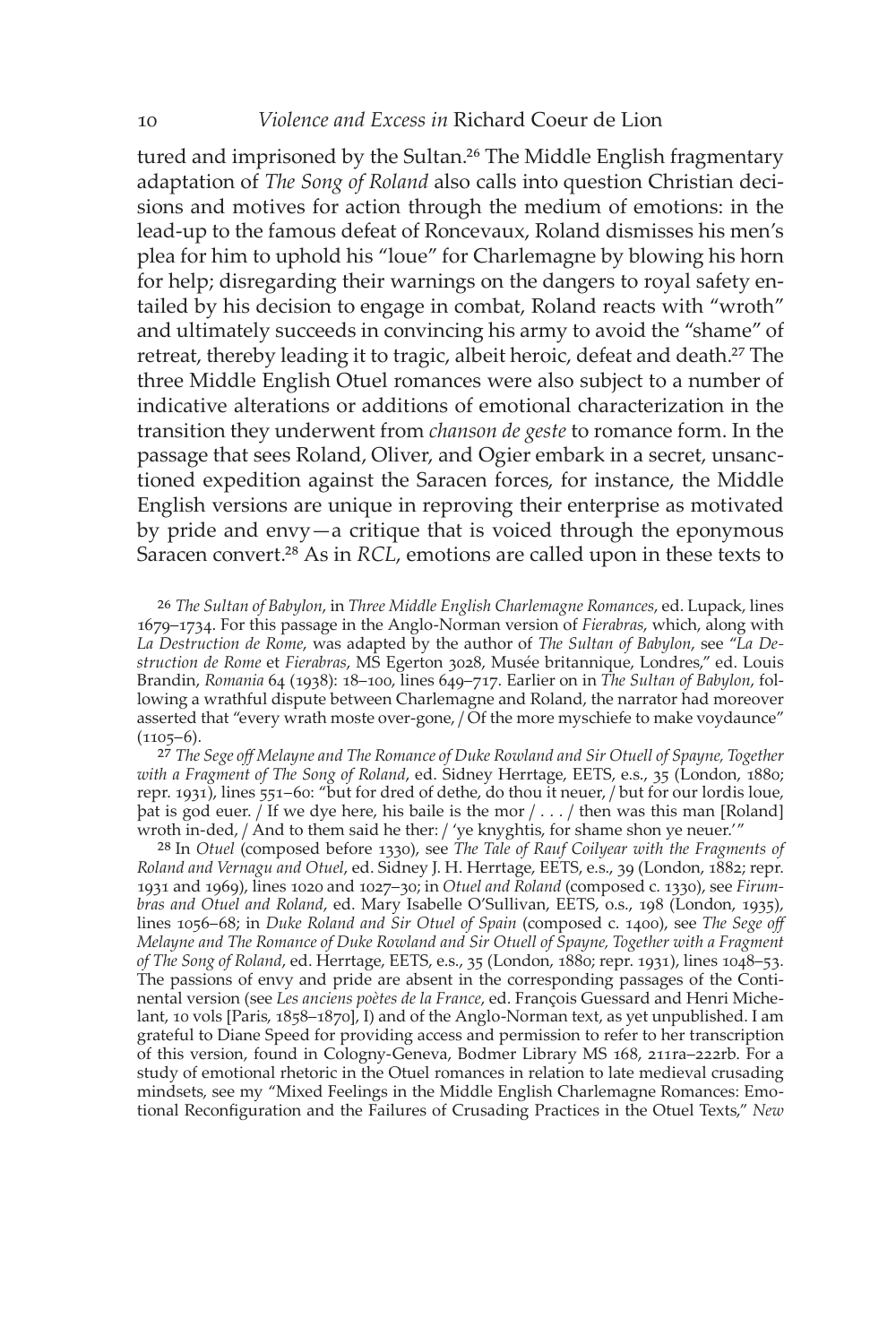tured and imprisoned by the Sultan.[26] The Middle English fragmentary adaptation of *The Song of Roland* also calls into question Christian decisions and motives for action through the medium of emotions: in the lead-up to the famous defeat of Roncevaux, Roland dismisses his men's plea for him to uphold his "loue" for Charlemagne by blowing his horn for help; disregarding their warnings on the dangers to royal safety entailed by his decision to engage in combat, Roland reacts with "wroth" and ultimately succeeds in convincing his army to avoid the "shame" of retreat, thereby leading it to tragic, albeit heroic, defeat and death.[27] The three Middle English Otuel romances were also subject to a number of indicative alterations or additions of emotional characterization in the transition they underwent from *chanson de geste* to romance form. In the passage that sees Roland, Oliver, and Ogier embark in a secret, unsanctioned expedition against the Saracen forces, for instance, the Middle English versions are unique in reproving their enterprise as motivated by pride and envy—a critique that is voiced through the eponymous Saracen convert.[28] As in *RCL*, emotions are called upon in these texts to

26 *The Sultan of Babylon*, in *Three Middle English Charlemagne Romances*, ed. Lupack, lines 1679–1734. For this passage in the Anglo-Norman version of *Fierabras*, which, along with *La Destruction de Rome*, was adapted by the author of *The Sultan of Babylon*, see "*La Destruction de Rome* et *Fierabras*, MS Egerton 3028, Musée britannique, Londres," ed. Louis Brandin, *Romania* 64 (1938): 18–100, lines 649–717. Earlier on in *The Sultan of Babylon*, following a wrathful dispute between Charlemagne and Roland, the narrator had moreover asserted that "every wrath moste over-gone, / Of the more myschiefe to make voydaunce" (1105–6).

27 *The Sege off Melayne and The Romance of Duke Rowland and Sir Otuell of Spayne, Together with a Fragment of The Song of Roland*, ed. Sidney Herrtage, EETS, e.s., 35 (London, 1880; repr. 1931), lines 551–60: "but for dred of dethe, do thou it neuer, / but for our lordis loue, þat is god euer. / If we dye here, his baile is the mor / . . . / then was this man [Roland] wroth in-ded, / And to them said he ther: / 'ye knyghtis, for shame shon ye neuer.'"

28 In *Otuel* (composed before 1330), see *The Tale of Rauf Coilyear with the Fragments of Roland and Vernagu and Otuel*, ed. Sidney J. H. Herrtage, EETS, e.s., 39 (London, 1882; repr. 1931 and 1969), lines 1020 and 1027–30; in *Otuel and Roland* (composed c. 1330), see *Firumbras and Otuel and Roland*, ed. Mary Isabelle O'Sullivan, EETS, o.s., 198 (London, 1935), lines 1056–68; in *Duke Roland and Sir Otuel of Spain* (composed c. 1400), see *The Sege off Melayne and The Romance of Duke Rowland and Sir Otuell of Spayne, Together with a Fragment of The Song of Roland*, ed. Herrtage, EETS, e.s., 35 (London, 1880; repr. 1931), lines 1048–53. The passions of envy and pride are absent in the corresponding passages of the Continental version (see *Les anciens poètes de la France*, ed. François Guessard and Henri Michelant, 10 vols [Paris, 1858–1870], I) and of the Anglo-Norman text, as yet unpublished. I am grateful to Diane Speed for providing access and permission to refer to her transcription of this version, found in Cologny-Geneva, Bodmer Library MS 168, 211ra–222rb. For a study of emotional rhetoric in the Otuel romances in relation to late medieval crusading mindsets, see my "Mixed Feelings in the Middle English Charlemagne Romances: Emotional Reconfiguration and the Failures of Crusading Practices in the Otuel Texts," *New*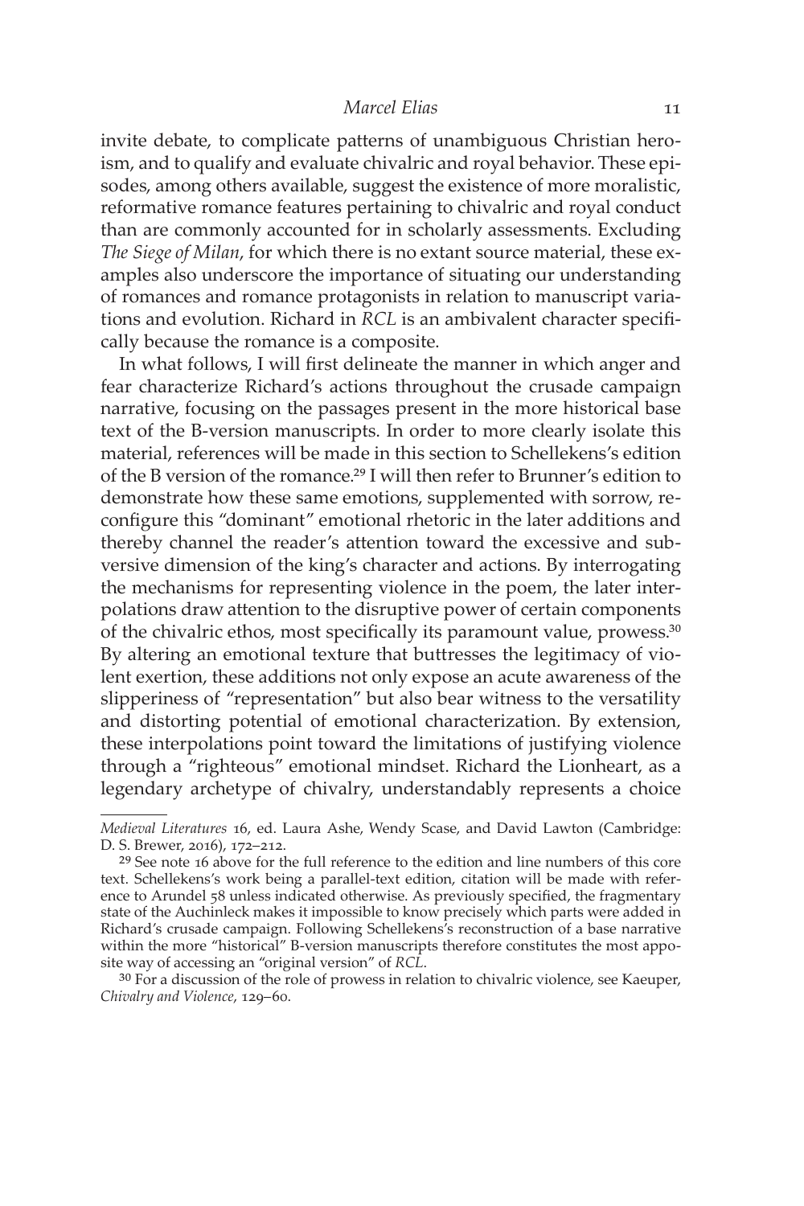invite debate, to complicate patterns of unambiguous Christian heroism, and to qualify and evaluate chivalric and royal behavior. These episodes, among others available, suggest the existence of more moralistic, reformative romance features pertaining to chivalric and royal conduct than are commonly accounted for in scholarly assessments. Excluding *The Siege of Milan*, for which there is no extant source material, these examples also underscore the importance of situating our understanding of romances and romance protagonists in relation to manuscript variations and evolution. Richard in *RCL* is an ambivalent character specifically because the romance is a composite.

In what follows, I will first delineate the manner in which anger and fear characterize Richard's actions throughout the crusade campaign narrative, focusing on the passages present in the more historical base text of the B-version manuscripts. In order to more clearly isolate this material, references will be made in this section to Schellekens's edition of the B version of the romance.[29] I will then refer to Brunner's edition to demonstrate how these same emotions, supplemented with sorrow, reconfigure this "dominant" emotional rhetoric in the later additions and thereby channel the reader's attention toward the excessive and subversive dimension of the king's character and actions. By interrogating the mechanisms for representing violence in the poem, the later interpolations draw attention to the disruptive power of certain components of the chivalric ethos, most specifically its paramount value, prowess.[30] By altering an emotional texture that buttresses the legitimacy of violent exertion, these additions not only expose an acute awareness of the slipperiness of "representation" but also bear witness to the versatility and distorting potential of emotional characterization. By extension, these interpolations point toward the limitations of justifying violence through a "righteous" emotional mindset. Richard the Lionheart, as a legendary archetype of chivalry, understandably represents a choice

---

*Medieval Literatures* 16, ed. Laura Ashe, Wendy Scase, and David Lawton (Cambridge: D. S. Brewer, 2016), 172–212.

[29] See note 16 above for the full reference to the edition and line numbers of this core text. Schellekens's work being a parallel-text edition, citation will be made with reference to Arundel 58 unless indicated otherwise. As previously specified, the fragmentary state of the Auchinleck makes it impossible to know precisely which parts were added in Richard's crusade campaign. Following Schellekens's reconstruction of a base narrative within the more "historical" B-version manuscripts therefore constitutes the most apposite way of accessing an "original version" of *RCL*.

[30] For a discussion of the role of prowess in relation to chivalric violence, see Kaeuper, *Chivalry and Violence*, 129–60.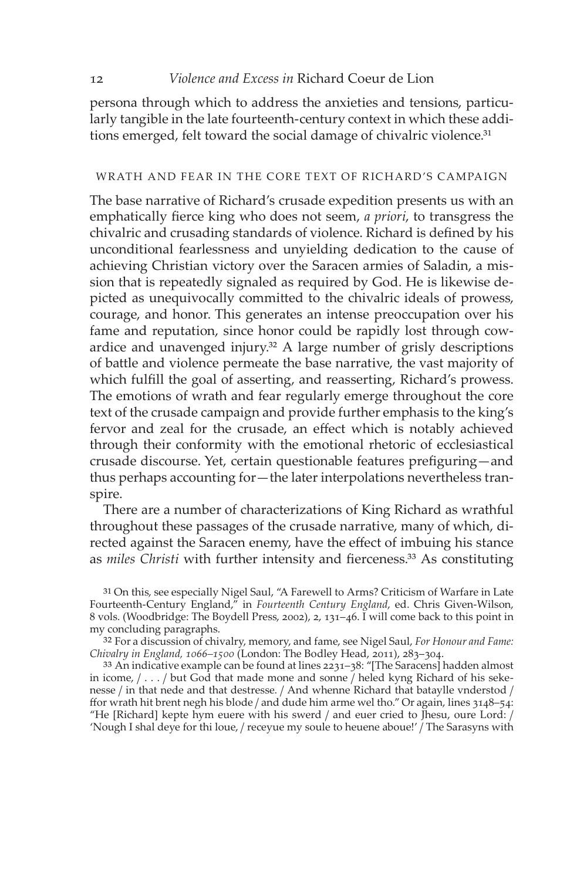persona through which to address the anxieties and tensions, particularly tangible in the late fourteenth-century context in which these additions emerged, felt toward the social damage of chivalric violence.[31]

## WRATH AND FEAR IN THE CORE TEXT OF RICHARD'S CAMPAIGN

The base narrative of Richard's crusade expedition presents us with an emphatically fierce king who does not seem, *a priori*, to transgress the chivalric and crusading standards of violence. Richard is defined by his unconditional fearlessness and unyielding dedication to the cause of achieving Christian victory over the Saracen armies of Saladin, a mission that is repeatedly signaled as required by God. He is likewise depicted as unequivocally committed to the chivalric ideals of prowess, courage, and honor. This generates an intense preoccupation over his fame and reputation, since honor could be rapidly lost through cowardice and unavenged injury.[32] A large number of grisly descriptions of battle and violence permeate the base narrative, the vast majority of which fulfill the goal of asserting, and reasserting, Richard's prowess. The emotions of wrath and fear regularly emerge throughout the core text of the crusade campaign and provide further emphasis to the king's fervor and zeal for the crusade, an effect which is notably achieved through their conformity with the emotional rhetoric of ecclesiastical crusade discourse. Yet, certain questionable features prefiguring—and thus perhaps accounting for—the later interpolations nevertheless transpire.

There are a number of characterizations of King Richard as wrathful throughout these passages of the crusade narrative, many of which, directed against the Saracen enemy, have the effect of imbuing his stance as *miles Christi* with further intensity and fierceness.[33] As constituting

---

[31] On this, see especially Nigel Saul, "A Farewell to Arms? Criticism of Warfare in Late Fourteenth-Century England," in *Fourteenth Century England*, ed. Chris Given-Wilson, 8 vols. (Woodbridge: The Boydell Press, 2002), 2, 131–46. I will come back to this point in my concluding paragraphs.

[32] For a discussion of chivalry, memory, and fame, see Nigel Saul, *For Honour and Fame: Chivalry in England, 1066–1500* (London: The Bodley Head, 2011), 283–304.

[33] An indicative example can be found at lines 2231–38: "[The Saracens] hadden almost in icome, / . . . / but God that made mone and sonne / heled kyng Richard of his sekenesse / in that nede and that destresse. / And whenne Richard that bataylle vnderstod / ffor wrath hit brent negh his blode / and dude him arme wel tho." Or again, lines 3148–54: "He [Richard] kepte hym euere with his swerd / and euer cried to Jhesu, oure Lord: / 'Nough I shal deye for thi loue, / receyue my soule to heuene aboue!' / The Sarasyns with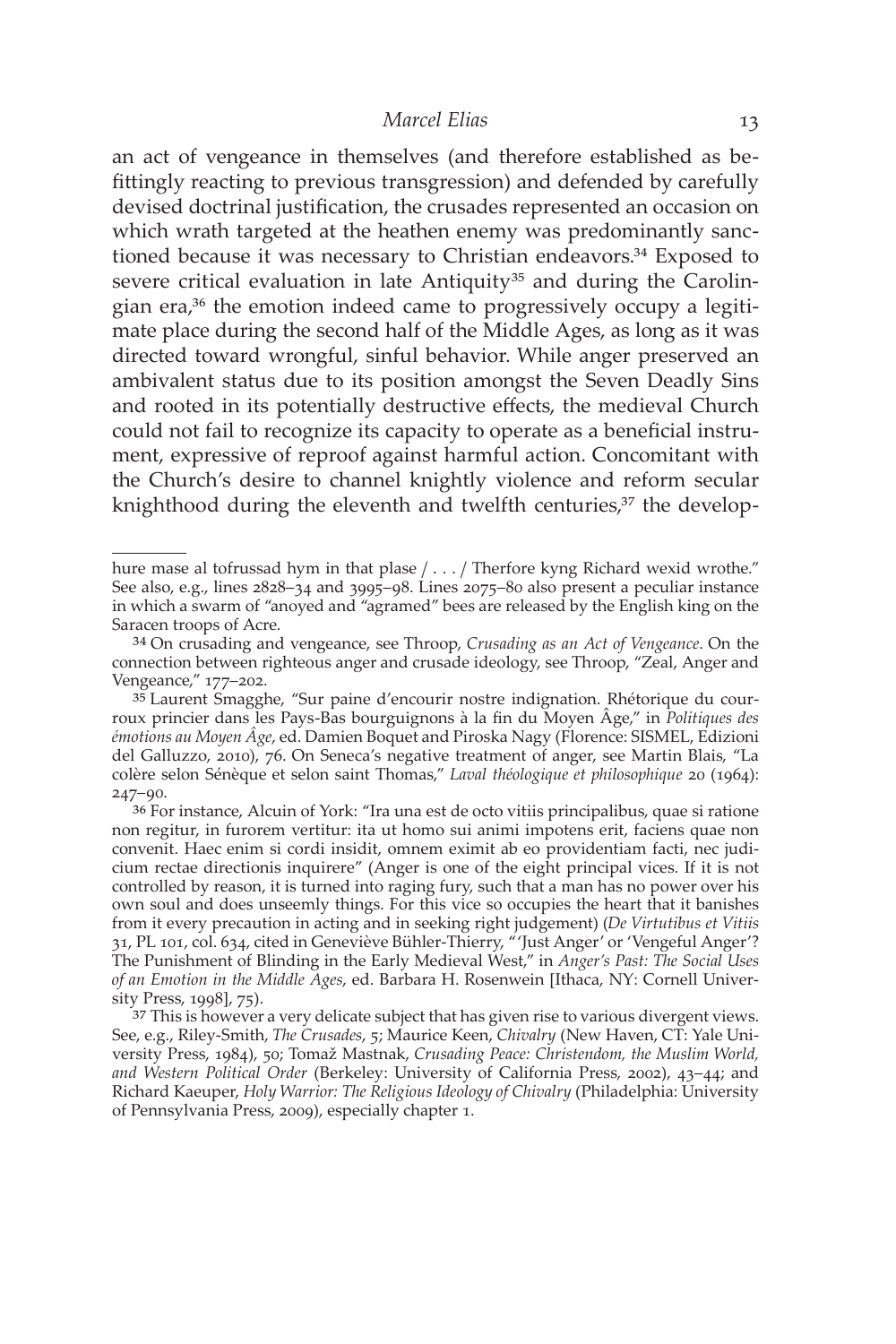an act of vengeance in themselves (and therefore established as befittingly reacting to previous transgression) and defended by carefully devised doctrinal justification, the crusades represented an occasion on which wrath targeted at the heathen enemy was predominantly sanctioned because it was necessary to Christian endeavors.[34] Exposed to severe critical evaluation in late Antiquity[35] and during the Carolingian era,[36] the emotion indeed came to progressively occupy a legitimate place during the second half of the Middle Ages, as long as it was directed toward wrongful, sinful behavior. While anger preserved an ambivalent status due to its position amongst the Seven Deadly Sins and rooted in its potentially destructive effects, the medieval Church could not fail to recognize its capacity to operate as a beneficial instrument, expressive of reproof against harmful action. Concomitant with the Church's desire to channel knightly violence and reform secular knighthood during the eleventh and twelfth centuries,[37] the develop-

---

hure mase al tofrussad hym in that plase / . . . / Therfore kyng Richard wexid wrothe." See also, e.g., lines 2828–34 and 3995–98. Lines 2075–80 also present a peculiar instance in which a swarm of "anoyed and "agramed" bees are released by the English king on the Saracen troops of Acre.

34 On crusading and vengeance, see Throop, *Crusading as an Act of Vengeance*. On the connection between righteous anger and crusade ideology, see Throop, "Zeal, Anger and Vengeance," 177–202.

35 Laurent Smagghe, "Sur paine d'encourir nostre indignation. Rhétorique du courroux princier dans les Pays-Bas bourguignons à la fin du Moyen Âge," in *Politiques des émotions au Moyen Âge*, ed. Damien Boquet and Piroska Nagy (Florence: SISMEL, Edizioni del Galluzzo, 2010), 76. On Seneca's negative treatment of anger, see Martin Blais, "La colère selon Sénèque et selon saint Thomas," *Laval théologique et philosophique* 20 (1964): 247–90.

36 For instance, Alcuin of York: "Ira una est de octo vitiis principalibus, quae si ratione non regitur, in furorem vertitur: ita ut homo sui animi impotens erit, faciens quae non convenit. Haec enim si cordi insidit, omnem eximit ab eo providentiam facti, nec judicium rectae directionis inquirere" (Anger is one of the eight principal vices. If it is not controlled by reason, it is turned into raging fury, such that a man has no power over his own soul and does unseemly things. For this vice so occupies the heart that it banishes from it every precaution in acting and in seeking right judgement) (*De Virtutibus et Vitiis* 31, PL 101, col. 634, cited in Geneviève Bühler-Thierry, "'Just Anger' or 'Vengeful Anger'? The Punishment of Blinding in the Early Medieval West," in *Anger's Past: The Social Uses of an Emotion in the Middle Ages*, ed. Barbara H. Rosenwein [Ithaca, NY: Cornell University Press, 1998], 75).

37 This is however a very delicate subject that has given rise to various divergent views. See, e.g., Riley-Smith, *The Crusades*, 5; Maurice Keen, *Chivalry* (New Haven, CT: Yale University Press, 1984), 50; Tomaž Mastnak, *Crusading Peace: Christendom, the Muslim World, and Western Political Order* (Berkeley: University of California Press, 2002), 43–44; and Richard Kaeuper, *Holy Warrior: The Religious Ideology of Chivalry* (Philadelphia: University of Pennsylvania Press, 2009), especially chapter 1.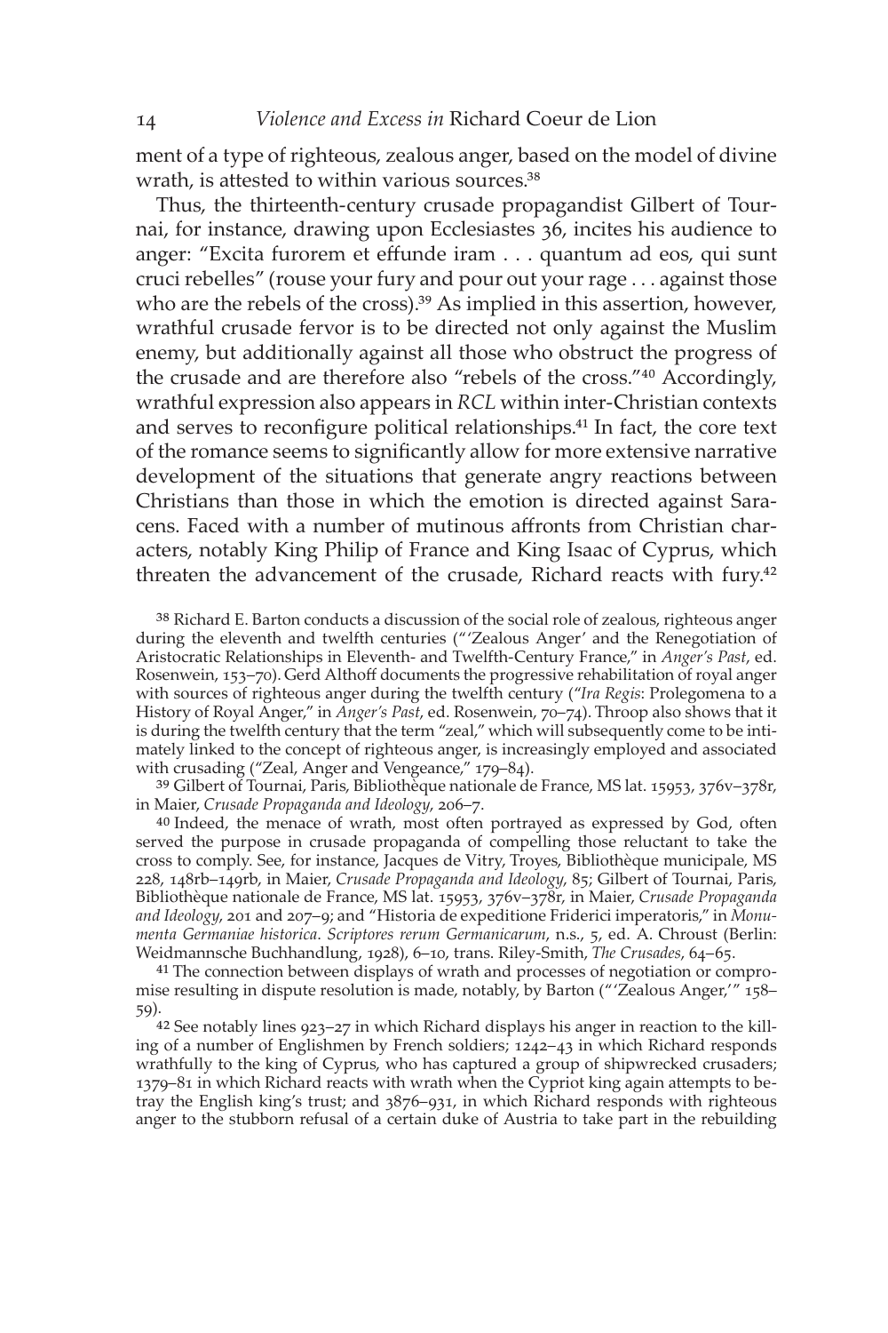ment of a type of righteous, zealous anger, based on the model of divine wrath, is attested to within various sources.[38]

Thus, the thirteenth-century crusade propagandist Gilbert of Tournai, for instance, drawing upon Ecclesiastes 36, incites his audience to anger: "Excita furorem et effunde iram . . . quantum ad eos, qui sunt cruci rebelles" (rouse your fury and pour out your rage . . . against those who are the rebels of the cross).[39] As implied in this assertion, however, wrathful crusade fervor is to be directed not only against the Muslim enemy, but additionally against all those who obstruct the progress of the crusade and are therefore also "rebels of the cross."[40] Accordingly, wrathful expression also appears in *RCL* within inter-Christian contexts and serves to reconfigure political relationships.[41] In fact, the core text of the romance seems to significantly allow for more extensive narrative development of the situations that generate angry reactions between Christians than those in which the emotion is directed against Saracens. Faced with a number of mutinous affronts from Christian characters, notably King Philip of France and King Isaac of Cyprus, which threaten the advancement of the crusade, Richard reacts with fury.[42]

38 Richard E. Barton conducts a discussion of the social role of zealous, righteous anger during the eleventh and twelfth centuries ("'Zealous Anger' and the Renegotiation of Aristocratic Relationships in Eleventh- and Twelfth-Century France," in *Anger's Past*, ed. Rosenwein, 153–70). Gerd Althoff documents the progressive rehabilitation of royal anger with sources of righteous anger during the twelfth century ("*Ira Regis*: Prolegomena to a History of Royal Anger," in *Anger's Past*, ed. Rosenwein, 70–74). Throop also shows that it is during the twelfth century that the term "zeal," which will subsequently come to be intimately linked to the concept of righteous anger, is increasingly employed and associated with crusading ("Zeal, Anger and Vengeance," 179–84).

39 Gilbert of Tournai, Paris, Bibliothèque nationale de France, MS lat. 15953, 376v–378r, in Maier, *Crusade Propaganda and Ideology*, 206–7.

40 Indeed, the menace of wrath, most often portrayed as expressed by God, often served the purpose in crusade propaganda of compelling those reluctant to take the cross to comply. See, for instance, Jacques de Vitry, Troyes, Bibliothèque municipale, MS 228, 148rb–149rb, in Maier, *Crusade Propaganda and Ideology*, 85; Gilbert of Tournai, Paris, Bibliothèque nationale de France, MS lat. 15953, 376v–378r, in Maier, *Crusade Propaganda and Ideology*, 201 and 207–9; and "Historia de expeditione Friderici imperatoris," in *Monumenta Germaniae historica. Scriptores rerum Germanicarum*, n.s., 5, ed. A. Chroust (Berlin: Weidmannsche Buchhandlung, 1928), 6–10, trans. Riley-Smith, *The Crusades*, 64–65.

41 The connection between displays of wrath and processes of negotiation or compromise resulting in dispute resolution is made, notably, by Barton ("'Zealous Anger,'" 158–59).

42 See notably lines 923–27 in which Richard displays his anger in reaction to the killing of a number of Englishmen by French soldiers; 1242–43 in which Richard responds wrathfully to the king of Cyprus, who has captured a group of shipwrecked crusaders; 1379–81 in which Richard reacts with wrath when the Cypriot king again attempts to betray the English king's trust; and 3876–931, in which Richard responds with righteous anger to the stubborn refusal of a certain duke of Austria to take part in the rebuilding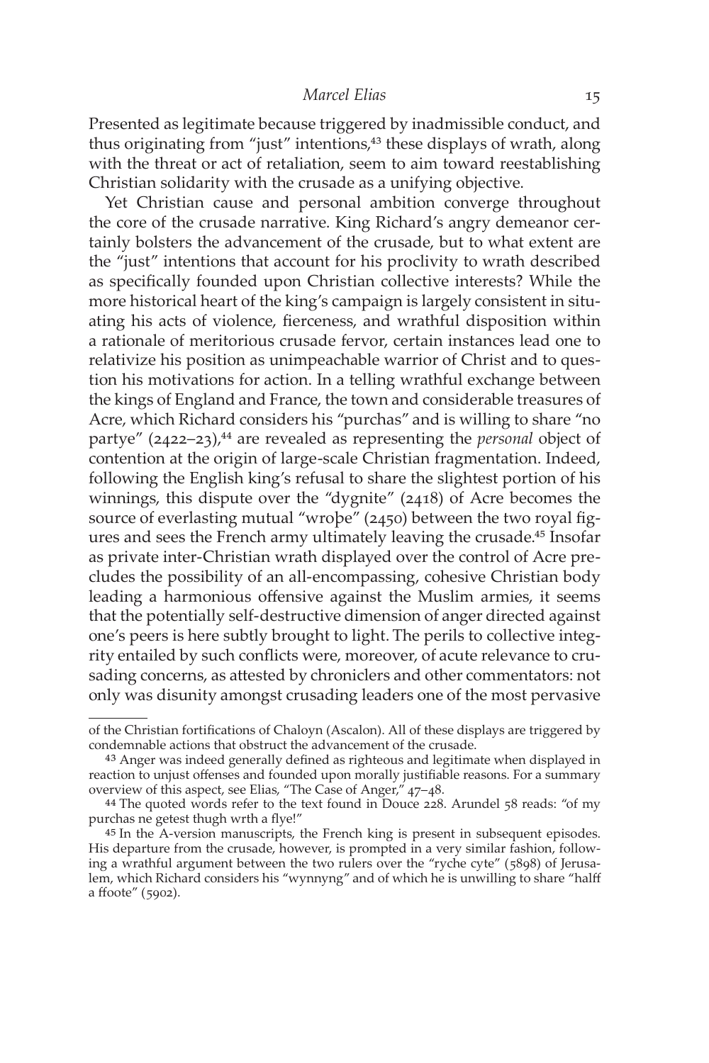Presented as legitimate because triggered by inadmissible conduct, and thus originating from "just" intentions,[43] these displays of wrath, along with the threat or act of retaliation, seem to aim toward reestablishing Christian solidarity with the crusade as a unifying objective.

Yet Christian cause and personal ambition converge throughout the core of the crusade narrative. King Richard's angry demeanor certainly bolsters the advancement of the crusade, but to what extent are the "just" intentions that account for his proclivity to wrath described as specifically founded upon Christian collective interests? While the more historical heart of the king's campaign is largely consistent in situating his acts of violence, fierceness, and wrathful disposition within a rationale of meritorious crusade fervor, certain instances lead one to relativize his position as unimpeachable warrior of Christ and to question his motivations for action. In a telling wrathful exchange between the kings of England and France, the town and considerable treasures of Acre, which Richard considers his "purchas" and is willing to share "no partye" (2422–23),[44] are revealed as representing the *personal* object of contention at the origin of large-scale Christian fragmentation. Indeed, following the English king's refusal to share the slightest portion of his winnings, this dispute over the "dygnite" (2418) of Acre becomes the source of everlasting mutual "wroþe" (2450) between the two royal figures and sees the French army ultimately leaving the crusade.[45] Insofar as private inter-Christian wrath displayed over the control of Acre precludes the possibility of an all-encompassing, cohesive Christian body leading a harmonious offensive against the Muslim armies, it seems that the potentially self-destructive dimension of anger directed against one's peers is here subtly brought to light. The perils to collective integrity entailed by such conflicts were, moreover, of acute relevance to crusading concerns, as attested by chroniclers and other commentators: not only was disunity amongst crusading leaders one of the most pervasive

---

of the Christian fortifications of Chaloyn (Ascalon). All of these displays are triggered by condemnable actions that obstruct the advancement of the crusade.

43 Anger was indeed generally defined as righteous and legitimate when displayed in reaction to unjust offenses and founded upon morally justifiable reasons. For a summary overview of this aspect, see Elias, "The Case of Anger," 47–48.

44 The quoted words refer to the text found in Douce 228. Arundel 58 reads: "of my purchas ne getest thugh wrth a flye!"

45 In the A-version manuscripts, the French king is present in subsequent episodes. His departure from the crusade, however, is prompted in a very similar fashion, following a wrathful argument between the two rulers over the "ryche cyte" (5898) of Jerusalem, which Richard considers his "wynnyng" and of which he is unwilling to share "halff a ffoote" (5902).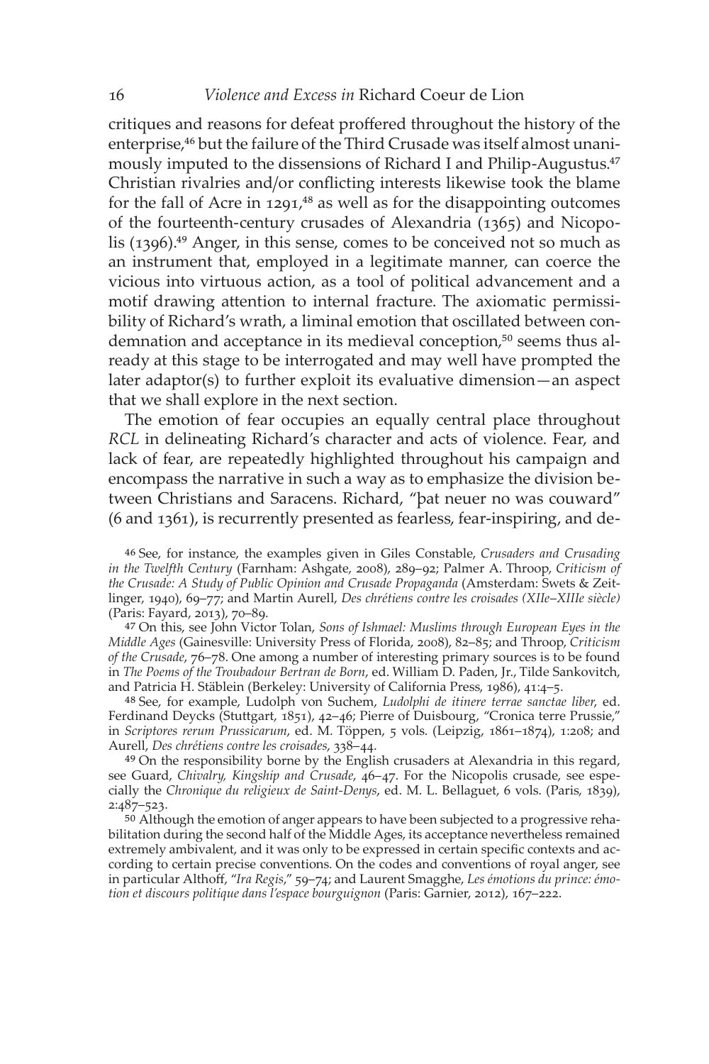critiques and reasons for defeat proffered throughout the history of the enterprise,[46] but the failure of the Third Crusade was itself almost unanimously imputed to the dissensions of Richard I and Philip-Augustus.[47] Christian rivalries and/or conflicting interests likewise took the blame for the fall of Acre in 1291,[48] as well as for the disappointing outcomes of the fourteenth-century crusades of Alexandria (1365) and Nicopolis (1396).[49] Anger, in this sense, comes to be conceived not so much as an instrument that, employed in a legitimate manner, can coerce the vicious into virtuous action, as a tool of political advancement and a motif drawing attention to internal fracture. The axiomatic permissibility of Richard's wrath, a liminal emotion that oscillated between condemnation and acceptance in its medieval conception,[50] seems thus already at this stage to be interrogated and may well have prompted the later adaptor(s) to further exploit its evaluative dimension—an aspect that we shall explore in the next section.

The emotion of fear occupies an equally central place throughout *RCL* in delineating Richard's character and acts of violence. Fear, and lack of fear, are repeatedly highlighted throughout his campaign and encompass the narrative in such a way as to emphasize the division between Christians and Saracens. Richard, "þat neuer no was couward" (6 and 1361), is recurrently presented as fearless, fear-inspiring, and de-

46 See, for instance, the examples given in Giles Constable, *Crusaders and Crusading in the Twelfth Century* (Farnham: Ashgate, 2008), 289–92; Palmer A. Throop, *Criticism of the Crusade: A Study of Public Opinion and Crusade Propaganda* (Amsterdam: Swets & Zeitlinger, 1940), 69–77; and Martin Aurell, *Des chrétiens contre les croisades (XIIe–XIIIe siècle)* (Paris: Fayard, 2013), 70–89.

47 On this, see John Victor Tolan, *Sons of Ishmael: Muslims through European Eyes in the Middle Ages* (Gainesville: University Press of Florida, 2008), 82–85; and Throop, *Criticism of the Crusade*, 76–78. One among a number of interesting primary sources is to be found in *The Poems of the Troubadour Bertran de Born*, ed. William D. Paden, Jr., Tilde Sankovitch, and Patricia H. Stäblein (Berkeley: University of California Press, 1986), 41:4–5.

48 See, for example, Ludolph von Suchem, *Ludolphi de itinere terrae sanctae liber*, ed. Ferdinand Deycks (Stuttgart, 1851), 42–46; Pierre of Duisbourg, "Cronica terre Prussie," in *Scriptores rerum Prussicarum*, ed. M. Töppen, 5 vols. (Leipzig, 1861–1874), 1:208; and Aurell, *Des chrétiens contre les croisades*, 338–44.

49 On the responsibility borne by the English crusaders at Alexandria in this regard, see Guard, *Chivalry, Kingship and Crusade*, 46–47. For the Nicopolis crusade, see especially the *Chronique du religieux de Saint-Denys*, ed. M. L. Bellaguet, 6 vols. (Paris, 1839), 2:487–523.

50 Although the emotion of anger appears to have been subjected to a progressive rehabilitation during the second half of the Middle Ages, its acceptance nevertheless remained extremely ambivalent, and it was only to be expressed in certain specific contexts and according to certain precise conventions. On the codes and conventions of royal anger, see in particular Althoff, "*Ira Regis*," 59–74; and Laurent Smagghe, *Les émotions du prince: émotion et discours politique dans l'espace bourguignon* (Paris: Garnier, 2012), 167–222.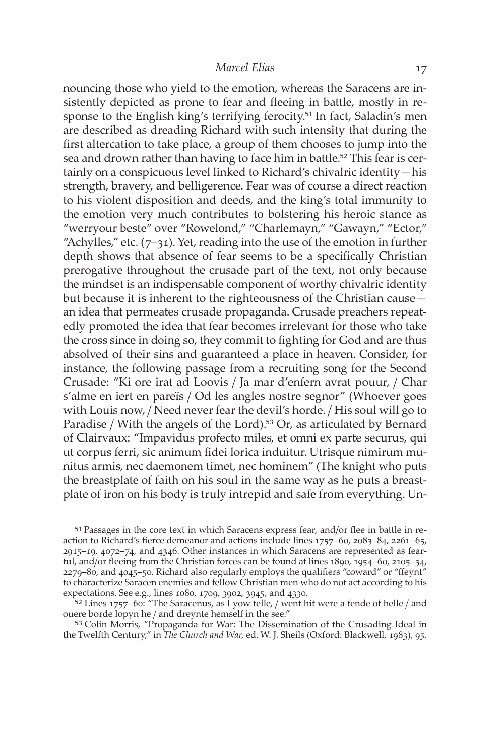nouncing those who yield to the emotion, whereas the Saracens are insistently depicted as prone to fear and fleeing in battle, mostly in response to the English king's terrifying ferocity.[51] In fact, Saladin's men are described as dreading Richard with such intensity that during the first altercation to take place, a group of them chooses to jump into the sea and drown rather than having to face him in battle.[52] This fear is certainly on a conspicuous level linked to Richard's chivalric identity—his strength, bravery, and belligerence. Fear was of course a direct reaction to his violent disposition and deeds, and the king's total immunity to the emotion very much contributes to bolstering his heroic stance as "werryour beste" over "Rowelond," "Charlemayn," "Gawayn," "Ector," "Achylles," etc. (7–31). Yet, reading into the use of the emotion in further depth shows that absence of fear seems to be a specifically Christian prerogative throughout the crusade part of the text, not only because the mindset is an indispensable component of worthy chivalric identity but because it is inherent to the righteousness of the Christian cause—an idea that permeates crusade propaganda. Crusade preachers repeatedly promoted the idea that fear becomes irrelevant for those who take the cross since in doing so, they commit to fighting for God and are thus absolved of their sins and guaranteed a place in heaven. Consider, for instance, the following passage from a recruiting song for the Second Crusade: "Ki ore irat ad Loovis / Ja mar d'enfern avrat pouur, / Char s'alme en iert en pareïs / Od les angles nostre segnor" (Whoever goes with Louis now, / Need never fear the devil's horde. / His soul will go to Paradise / With the angels of the Lord).[53] Or, as articulated by Bernard of Clairvaux: "Impavidus profecto miles, et omni ex parte securus, qui ut corpus ferri, sic animum fidei lorica induitur. Utrisque nimirum munitus armis, nec daemonem timet, nec hominem" (The knight who puts the breastplate of faith on his soul in the same way as he puts a breastplate of iron on his body is truly intrepid and safe from everything. Un-

51 Passages in the core text in which Saracens express fear, and/or flee in battle in reaction to Richard's fierce demeanor and actions include lines 1757–60, 2083–84, 2261–65, 2915–19, 4072–74, and 4346. Other instances in which Saracens are represented as fearful, and/or fleeing from the Christian forces can be found at lines 1890, 1954–60, 2105–34, 2279–80, and 4045–50. Richard also regularly employs the qualifiers "coward" or "ffeynt" to characterize Saracen enemies and fellow Christian men who do not act according to his expectations. See e.g., lines 1080, 1709, 3902, 3945, and 4330.

52 Lines 1757–60: "The Saracenus, as I yow telle, / went hit were a fende of helle / and ouere borde lopyn he / and dreynte hemself in the see."

53 Colin Morris, "Propaganda for War: The Dissemination of the Crusading Ideal in the Twelfth Century," in *The Church and War*, ed. W. J. Sheils (Oxford: Blackwell, 1983), 95.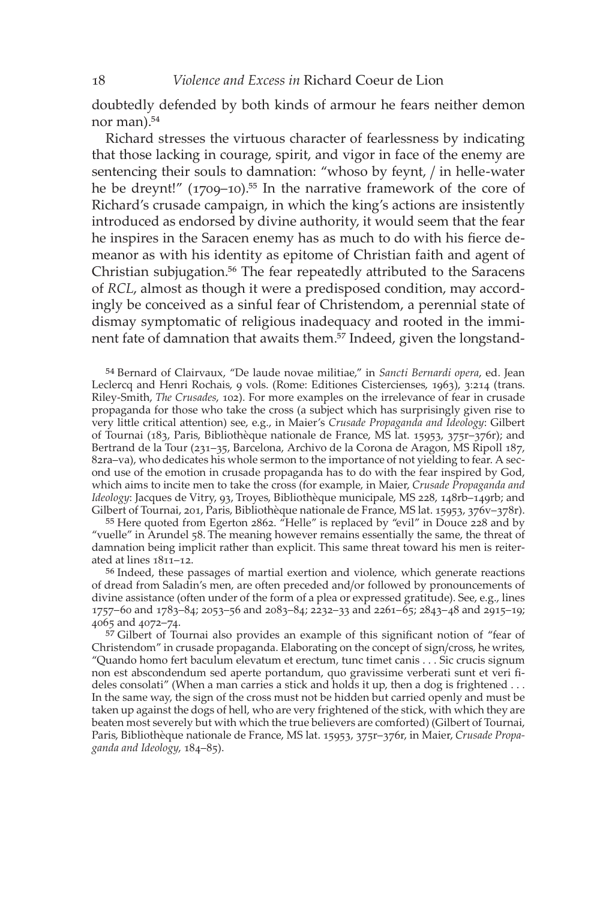doubtedly defended by both kinds of armour he fears neither demon nor man).[54]

Richard stresses the virtuous character of fearlessness by indicating that those lacking in courage, spirit, and vigor in face of the enemy are sentencing their souls to damnation: "whoso by feynt, / in helle-water he be dreynt!" (1709–10).[55] In the narrative framework of the core of Richard's crusade campaign, in which the king's actions are insistently introduced as endorsed by divine authority, it would seem that the fear he inspires in the Saracen enemy has as much to do with his fierce demeanor as with his identity as epitome of Christian faith and agent of Christian subjugation.[56] The fear repeatedly attributed to the Saracens of *RCL*, almost as though it were a predisposed condition, may accordingly be conceived as a sinful fear of Christendom, a perennial state of dismay symptomatic of religious inadequacy and rooted in the imminent fate of damnation that awaits them.[57] Indeed, given the longstand-

[54] Bernard of Clairvaux, "De laude novae militiae," in *Sancti Bernardi opera*, ed. Jean Leclercq and Henri Rochais, 9 vols. (Rome: Editiones Cistercienses, 1963), 3:214 (trans. Riley-Smith, *The Crusades*, 102). For more examples on the irrelevance of fear in crusade propaganda for those who take the cross (a subject which has surprisingly given rise to very little critical attention) see, e.g., in Maier's *Crusade Propaganda and Ideology*: Gilbert of Tournai (183, Paris, Bibliothèque nationale de France, MS lat. 15953, 375r–376r); and Bertrand de la Tour (231–35, Barcelona, Archivo de la Corona de Aragon, MS Ripoll 187, 82ra–va), who dedicates his whole sermon to the importance of not yielding to fear. A second use of the emotion in crusade propaganda has to do with the fear inspired by God, which aims to incite men to take the cross (for example, in Maier, *Crusade Propaganda and Ideology*: Jacques de Vitry, 93, Troyes, Bibliothèque municipale, MS 228, 148rb–149rb; and Gilbert of Tournai, 201, Paris, Bibliothèque nationale de France, MS lat. 15953, 376v–378r).

[55] Here quoted from Egerton 2862. "Helle" is replaced by "evil" in Douce 228 and by "vuelle" in Arundel 58. The meaning however remains essentially the same, the threat of damnation being implicit rather than explicit. This same threat toward his men is reiterated at lines 1811–12.

[56] Indeed, these passages of martial exertion and violence, which generate reactions of dread from Saladin's men, are often preceded and/or followed by pronouncements of divine assistance (often under of the form of a plea or expressed gratitude). See, e.g., lines 1757–60 and 1783–84; 2053–56 and 2083–84; 2232–33 and 2261–65; 2843–48 and 2915–19; 4065 and 4072–74.

[57] Gilbert of Tournai also provides an example of this significant notion of "fear of Christendom" in crusade propaganda. Elaborating on the concept of sign/cross, he writes, "Quando homo fert baculum elevatum et erectum, tunc timet canis . . . Sic crucis signum non est abscondendum sed aperte portandum, quo gravissime verberati sunt et veri fideles consolati" (When a man carries a stick and holds it up, then a dog is frightened . . . In the same way, the sign of the cross must not be hidden but carried openly and must be taken up against the dogs of hell, who are very frightened of the stick, with which they are beaten most severely but with which the true believers are comforted) (Gilbert of Tournai, Paris, Bibliothèque nationale de France, MS lat. 15953, 375r–376r, in Maier, *Crusade Propaganda and Ideology*, 184–85).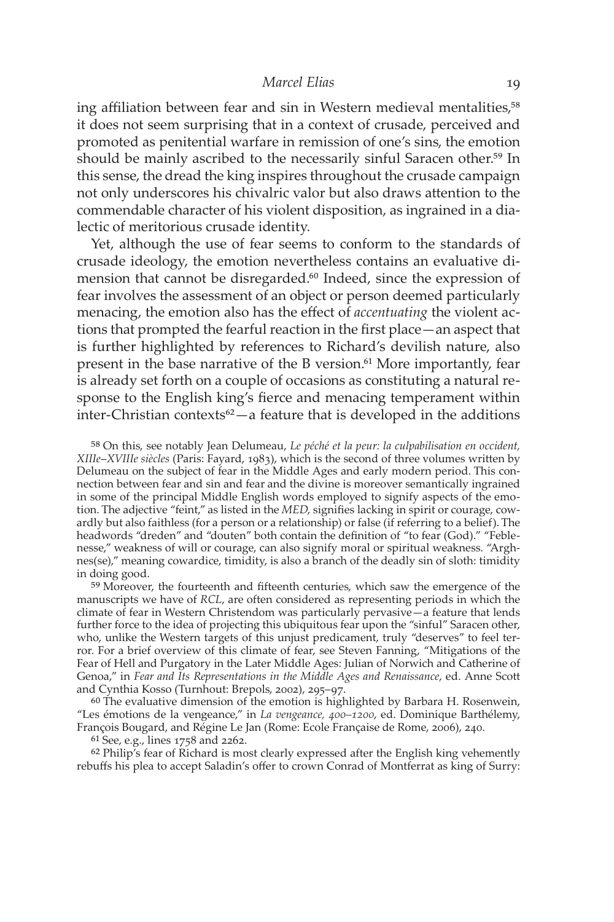ing affiliation between fear and sin in Western medieval mentalities,[58] it does not seem surprising that in a context of crusade, perceived and promoted as penitential warfare in remission of one's sins, the emotion should be mainly ascribed to the necessarily sinful Saracen other.[59] In this sense, the dread the king inspires throughout the crusade campaign not only underscores his chivalric valor but also draws attention to the commendable character of his violent disposition, as ingrained in a dialectic of meritorious crusade identity.

Yet, although the use of fear seems to conform to the standards of crusade ideology, the emotion nevertheless contains an evaluative dimension that cannot be disregarded.[60] Indeed, since the expression of fear involves the assessment of an object or person deemed particularly menacing, the emotion also has the effect of *accentuating* the violent actions that prompted the fearful reaction in the first place—an aspect that is further highlighted by references to Richard's devilish nature, also present in the base narrative of the B version.[61] More importantly, fear is already set forth on a couple of occasions as constituting a natural response to the English king's fierce and menacing temperament within inter-Christian contexts[62]—a feature that is developed in the additions

[58] On this, see notably Jean Delumeau, *Le péché et la peur: la culpabilisation en occident, XIIIe–XVIIIe siècles* (Paris: Fayard, 1983), which is the second of three volumes written by Delumeau on the subject of fear in the Middle Ages and early modern period. This connection between fear and sin and fear and the divine is moreover semantically ingrained in some of the principal Middle English words employed to signify aspects of the emotion. The adjective "feint," as listed in the *MED*, signifies lacking in spirit or courage, cowardly but also faithless (for a person or a relationship) or false (if referring to a belief). The headwords "dreden" and "douten" both contain the definition of "to fear (God)." "Feblenesse," weakness of will or courage, can also signify moral or spiritual weakness. "Arghnes(se)," meaning cowardice, timidity, is also a branch of the deadly sin of sloth: timidity in doing good.

[59] Moreover, the fourteenth and fifteenth centuries, which saw the emergence of the manuscripts we have of *RCL*, are often considered as representing periods in which the climate of fear in Western Christendom was particularly pervasive—a feature that lends further force to the idea of projecting this ubiquitous fear upon the "sinful" Saracen other, who, unlike the Western targets of this unjust predicament, truly "deserves" to feel terror. For a brief overview of this climate of fear, see Steven Fanning, "Mitigations of the Fear of Hell and Purgatory in the Later Middle Ages: Julian of Norwich and Catherine of Genoa," in *Fear and Its Representations in the Middle Ages and Renaissance*, ed. Anne Scott and Cynthia Kosso (Turnhout: Brepols, 2002), 295–97.

[60] The evaluative dimension of the emotion is highlighted by Barbara H. Rosenwein, "Les émotions de la vengeance," in *La vengeance, 400–1200*, ed. Dominique Barthélemy, François Bougard, and Régine Le Jan (Rome: Ecole Française de Rome, 2006), 240.

[61] See, e.g., lines 1758 and 2262.

[62] Philip's fear of Richard is most clearly expressed after the English king vehemently rebuffs his plea to accept Saladin's offer to crown Conrad of Montferrat as king of Surry: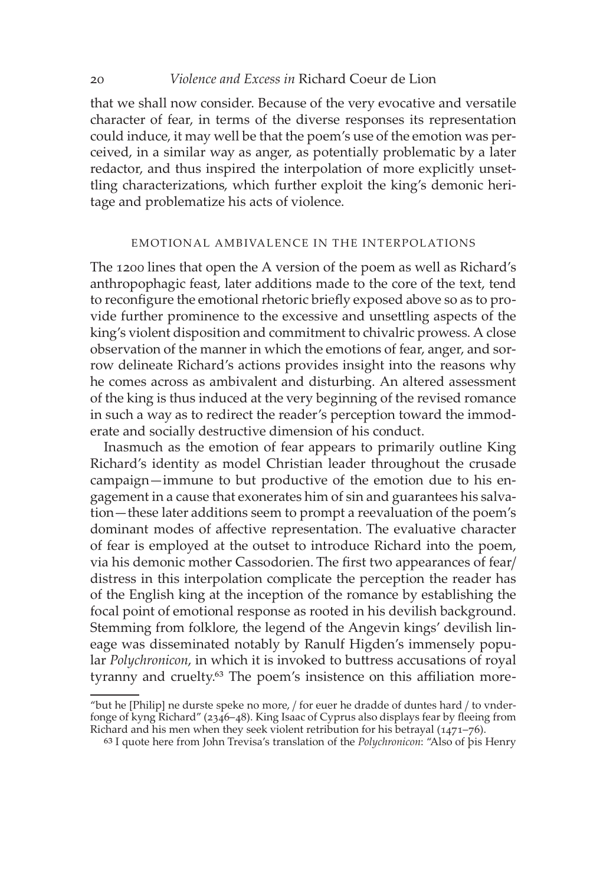that we shall now consider. Because of the very evocative and versatile character of fear, in terms of the diverse responses its representation could induce, it may well be that the poem's use of the emotion was perceived, in a similar way as anger, as potentially problematic by a later redactor, and thus inspired the interpolation of more explicitly unsettling characterizations, which further exploit the king's demonic heritage and problematize his acts of violence.

## EMOTIONAL AMBIVALENCE IN THE INTERPOLATIONS

The 1200 lines that open the A version of the poem as well as Richard's anthropophagic feast, later additions made to the core of the text, tend to reconfigure the emotional rhetoric briefly exposed above so as to provide further prominence to the excessive and unsettling aspects of the king's violent disposition and commitment to chivalric prowess. A close observation of the manner in which the emotions of fear, anger, and sorrow delineate Richard's actions provides insight into the reasons why he comes across as ambivalent and disturbing. An altered assessment of the king is thus induced at the very beginning of the revised romance in such a way as to redirect the reader's perception toward the immoderate and socially destructive dimension of his conduct.

Inasmuch as the emotion of fear appears to primarily outline King Richard's identity as model Christian leader throughout the crusade campaign—immune to but productive of the emotion due to his engagement in a cause that exonerates him of sin and guarantees his salvation—these later additions seem to prompt a reevaluation of the poem's dominant modes of affective representation. The evaluative character of fear is employed at the outset to introduce Richard into the poem, via his demonic mother Cassodorien. The first two appearances of fear/distress in this interpolation complicate the perception the reader has of the English king at the inception of the romance by establishing the focal point of emotional response as rooted in his devilish background. Stemming from folklore, the legend of the Angevin kings' devilish lineage was disseminated notably by Ranulf Higden's immensely popular *Polychronicon*, in which it is invoked to buttress accusations of royal tyranny and cruelty.[63] The poem's insistence on this affiliation more-

---

"but he [Philip] ne durste speke no more, / for euer he dradde of duntes hard / to vnderfonge of kyng Richard" (2346–48). King Isaac of Cyprus also displays fear by fleeing from Richard and his men when they seek violent retribution for his betrayal (1471–76).

[63] I quote here from John Trevisa's translation of the *Polychronicon*: "Also of þis Henry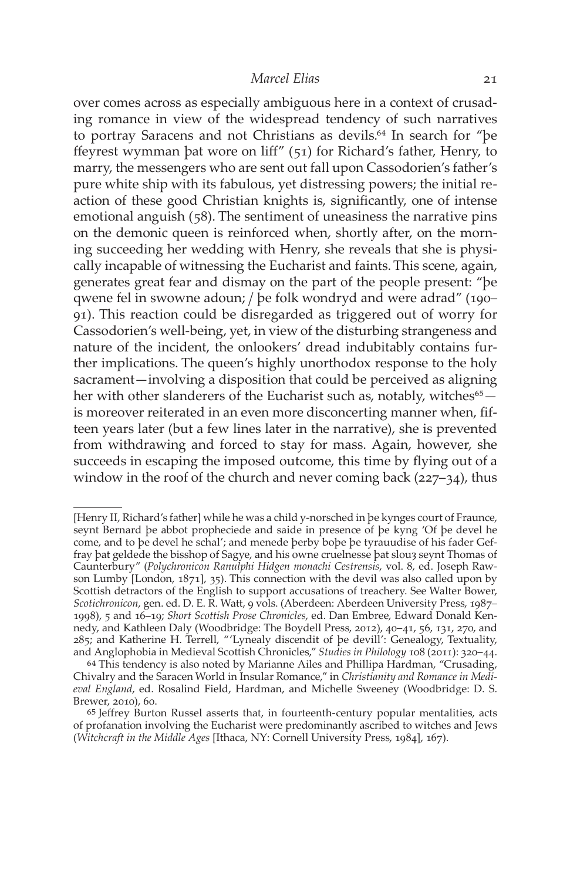over comes across as especially ambiguous here in a context of crusading romance in view of the widespread tendency of such narratives to portray Saracens and not Christians as devils.[64] In search for "þe ffeyrest wymman þat wore on liff" (51) for Richard's father, Henry, to marry, the messengers who are sent out fall upon Cassodorien's father's pure white ship with its fabulous, yet distressing powers; the initial reaction of these good Christian knights is, significantly, one of intense emotional anguish (58). The sentiment of uneasiness the narrative pins on the demonic queen is reinforced when, shortly after, on the morning succeeding her wedding with Henry, she reveals that she is physically incapable of witnessing the Eucharist and faints. This scene, again, generates great fear and dismay on the part of the people present: "þe qwene fel in swowne adoun; / þe folk wondryd and were adrad" (190–91). This reaction could be disregarded as triggered out of worry for Cassodorien's well-being, yet, in view of the disturbing strangeness and nature of the incident, the onlookers' dread indubitably contains further implications. The queen's highly unorthodox response to the holy sacrament—involving a disposition that could be perceived as aligning her with other slanderers of the Eucharist such as, notably, witches[65]—is moreover reiterated in an even more disconcerting manner when, fifteen years later (but a few lines later in the narrative), she is prevented from withdrawing and forced to stay for mass. Again, however, she succeeds in escaping the imposed outcome, this time by flying out of a window in the roof of the church and never coming back (227–34), thus

---

[Henry II, Richard's father] while he was a child y-norsched in þe kynges court of Fraunce, seynt Bernard þe abbot propheciede and saide in presence of þe kyng 'Of þe devel he come, and to þe devel he schal'; and menede þerby boþe þe tyrauudise of his fader Geffray þat geldede the bisshop of Sagye, and his owne cruelnesse þat slouȝ seynt Thomas of Caunterbury" (*Polychronicon Ranulphi Hidgen monachi Cestrensis*, vol. 8, ed. Joseph Rawson Lumby [London, 1871], 35). This connection with the devil was also called upon by Scottish detractors of the English to support accusations of treachery. See Walter Bower, *Scotichronicon*, gen. ed. D. E. R. Watt, 9 vols. (Aberdeen: Aberdeen University Press, 1987–1998), 5 and 16–19; *Short Scottish Prose Chronicles*, ed. Dan Embree, Edward Donald Kennedy, and Kathleen Daly (Woodbridge: The Boydell Press, 2012), 40–41, 56, 131, 270, and 285; and Katherine H. Terrell, "'Lynealy discendit of þe devill': Genealogy, Textuality, and Anglophobia in Medieval Scottish Chronicles," *Studies in Philology* 108 (2011): 320–44.

[64] This tendency is also noted by Marianne Ailes and Phillipa Hardman, "Crusading, Chivalry and the Saracen World in Insular Romance," in *Christianity and Romance in Medieval England*, ed. Rosalind Field, Hardman, and Michelle Sweeney (Woodbridge: D. S. Brewer, 2010), 60.

[65] Jeffrey Burton Russel asserts that, in fourteenth-century popular mentalities, acts of profanation involving the Eucharist were predominantly ascribed to witches and Jews (*Witchcraft in the Middle Ages* [Ithaca, NY: Cornell University Press, 1984], 167).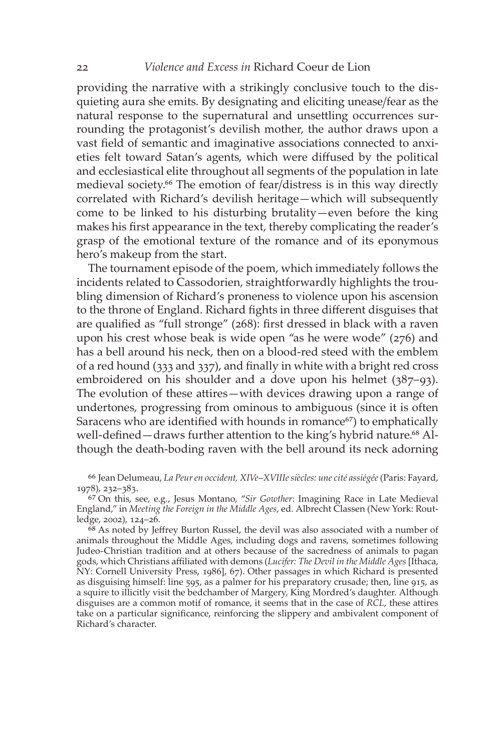providing the narrative with a strikingly conclusive touch to the disquieting aura she emits. By designating and eliciting unease/fear as the natural response to the supernatural and unsettling occurrences surrounding the protagonist's devilish mother, the author draws upon a vast field of semantic and imaginative associations connected to anxieties felt toward Satan's agents, which were diffused by the political and ecclesiastical elite throughout all segments of the population in late medieval society.[66] The emotion of fear/distress is in this way directly correlated with Richard's devilish heritage—which will subsequently come to be linked to his disturbing brutality—even before the king makes his first appearance in the text, thereby complicating the reader's grasp of the emotional texture of the romance and of its eponymous hero's makeup from the start.

The tournament episode of the poem, which immediately follows the incidents related to Cassodorien, straightforwardly highlights the troubling dimension of Richard's proneness to violence upon his ascension to the throne of England. Richard fights in three different disguises that are qualified as "full stronge" (268): first dressed in black with a raven upon his crest whose beak is wide open "as he were wode" (276) and has a bell around his neck, then on a blood-red steed with the emblem of a red hound (333 and 337), and finally in white with a bright red cross embroidered on his shoulder and a dove upon his helmet (387–93). The evolution of these attires—with devices drawing upon a range of undertones, progressing from ominous to ambiguous (since it is often Saracens who are identified with hounds in romance[67]) to emphatically well-defined—draws further attention to the king's hybrid nature.[68] Although the death-boding raven with the bell around its neck adorning

[66] Jean Delumeau, *La Peur en occident, XIVe–XVIIIe siècles: une cité assiégée* (Paris: Fayard, 1978), 232–383.

[67] On this, see, e.g., Jesus Montano, "*Sir Gowther*: Imagining Race in Late Medieval England," in *Meeting the Foreign in the Middle Ages*, ed. Albrecht Classen (New York: Routledge, 2002), 124–26.

[68] As noted by Jeffrey Burton Russel, the devil was also associated with a number of animals throughout the Middle Ages, including dogs and ravens, sometimes following Judeo-Christian tradition and at others because of the sacredness of animals to pagan gods, which Christians affiliated with demons (*Lucifer: The Devil in the Middle Ages* [Ithaca, NY: Cornell University Press, 1986], 67). Other passages in which Richard is presented as disguising himself: line 595, as a palmer for his preparatory crusade; then, line 915, as a squire to illicitly visit the bedchamber of Margery, King Mordred's daughter. Although disguises are a common motif of romance, it seems that in the case of *RCL*, these attires take on a particular significance, reinforcing the slippery and ambivalent component of Richard's character.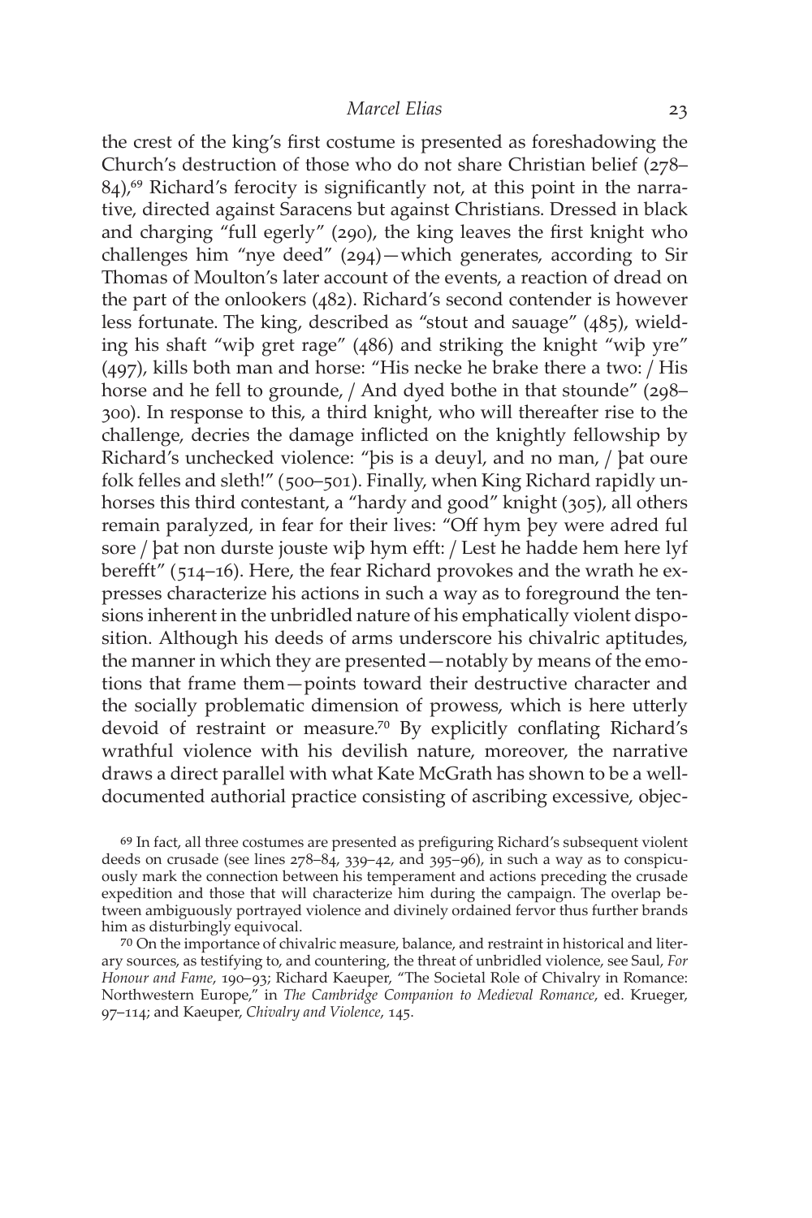the crest of the king's first costume is presented as foreshadowing the Church's destruction of those who do not share Christian belief (278–84),[69] Richard's ferocity is significantly not, at this point in the narrative, directed against Saracens but against Christians. Dressed in black and charging "full egerly" (290), the king leaves the first knight who challenges him "nye deed" (294)—which generates, according to Sir Thomas of Moulton's later account of the events, a reaction of dread on the part of the onlookers (482). Richard's second contender is however less fortunate. The king, described as "stout and sauage" (485), wielding his shaft "wiþ gret rage" (486) and striking the knight "wiþ yre" (497), kills both man and horse: "His necke he brake there a two: / His horse and he fell to grounde, / And dyed bothe in that stounde" (298–300). In response to this, a third knight, who will thereafter rise to the challenge, decries the damage inflicted on the knightly fellowship by Richard's unchecked violence: "þis is a deuyl, and no man, / þat oure folk felles and sleth!" (500–501). Finally, when King Richard rapidly unhorses this third contestant, a "hardy and good" knight (305), all others remain paralyzed, in fear for their lives: "Off hym þey were adred ful sore / þat non durste jouste wiþ hym efft: / Lest he hadde hem here lyf berefft" (514–16). Here, the fear Richard provokes and the wrath he expresses characterize his actions in such a way as to foreground the tensions inherent in the unbridled nature of his emphatically violent disposition. Although his deeds of arms underscore his chivalric aptitudes, the manner in which they are presented—notably by means of the emotions that frame them—points toward their destructive character and the socially problematic dimension of prowess, which is here utterly devoid of restraint or measure.[70] By explicitly conflating Richard's wrathful violence with his devilish nature, moreover, the narrative draws a direct parallel with what Kate McGrath has shown to be a well-documented authorial practice consisting of ascribing excessive, objec-

[69] In fact, all three costumes are presented as prefiguring Richard's subsequent violent deeds on crusade (see lines 278–84, 339–42, and 395–96), in such a way as to conspicuously mark the connection between his temperament and actions preceding the crusade expedition and those that will characterize him during the campaign. The overlap between ambiguously portrayed violence and divinely ordained fervor thus further brands him as disturbingly equivocal.

[70] On the importance of chivalric measure, balance, and restraint in historical and literary sources, as testifying to, and countering, the threat of unbridled violence, see Saul, *For Honour and Fame*, 190–93; Richard Kaeuper, "The Societal Role of Chivalry in Romance: Northwestern Europe," in *The Cambridge Companion to Medieval Romance*, ed. Krueger, 97–114; and Kaeuper, *Chivalry and Violence*, 145.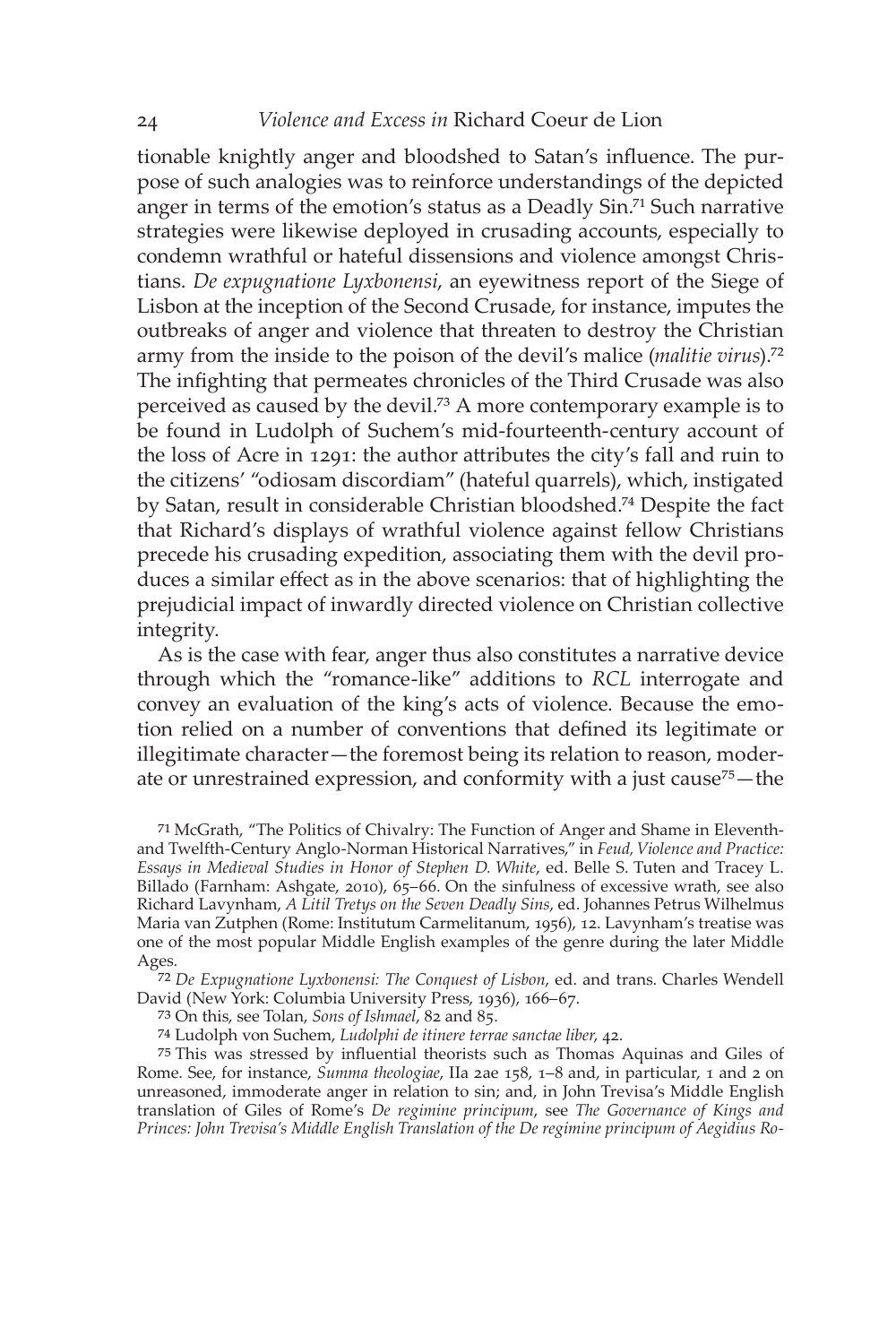tionable knightly anger and bloodshed to Satan's influence. The purpose of such analogies was to reinforce understandings of the depicted anger in terms of the emotion's status as a Deadly Sin.[71] Such narrative strategies were likewise deployed in crusading accounts, especially to condemn wrathful or hateful dissensions and violence amongst Christians. *De expugnatione Lyxbonensi*, an eyewitness report of the Siege of Lisbon at the inception of the Second Crusade, for instance, imputes the outbreaks of anger and violence that threaten to destroy the Christian army from the inside to the poison of the devil's malice (*malitie virus*).[72] The infighting that permeates chronicles of the Third Crusade was also perceived as caused by the devil.[73] A more contemporary example is to be found in Ludolph of Suchem's mid-fourteenth-century account of the loss of Acre in 1291: the author attributes the city's fall and ruin to the citizens' "odiosam discordiam" (hateful quarrels), which, instigated by Satan, result in considerable Christian bloodshed.[74] Despite the fact that Richard's displays of wrathful violence against fellow Christians precede his crusading expedition, associating them with the devil produces a similar effect as in the above scenarios: that of highlighting the prejudicial impact of inwardly directed violence on Christian collective integrity.

As is the case with fear, anger thus also constitutes a narrative device through which the "romance-like" additions to *RCL* interrogate and convey an evaluation of the king's acts of violence. Because the emotion relied on a number of conventions that defined its legitimate or illegitimate character—the foremost being its relation to reason, moderate or unrestrained expression, and conformity with a just cause[75]—the

71 McGrath, "The Politics of Chivalry: The Function of Anger and Shame in Eleventh- and Twelfth-Century Anglo-Norman Historical Narratives," in *Feud, Violence and Practice: Essays in Medieval Studies in Honor of Stephen D. White*, ed. Belle S. Tuten and Tracey L. Billado (Farnham: Ashgate, 2010), 65–66. On the sinfulness of excessive wrath, see also Richard Lavynham, *A Litil Tretys on the Seven Deadly Sins*, ed. Johannes Petrus Wilhelmus Maria van Zutphen (Rome: Institutum Carmelitanum, 1956), 12. Lavynham's treatise was one of the most popular Middle English examples of the genre during the later Middle Ages.

72 *De Expugnatione Lyxbonensi: The Conquest of Lisbon*, ed. and trans. Charles Wendell David (New York: Columbia University Press, 1936), 166–67.

73 On this, see Tolan, *Sons of Ishmael*, 82 and 85.

74 Ludolph von Suchem, *Ludolphi de itinere terrae sanctae liber*, 42.

75 This was stressed by influential theorists such as Thomas Aquinas and Giles of Rome. See, for instance, *Summa theologiae*, IIa 2ae 158, 1–8 and, in particular, 1 and 2 on unreasoned, immoderate anger in relation to sin; and, in John Trevisa's Middle English translation of Giles of Rome's *De regimine principum*, see *The Governance of Kings and Princes: John Trevisa's Middle English Translation of the De regimine principum of Aegidius Ro-*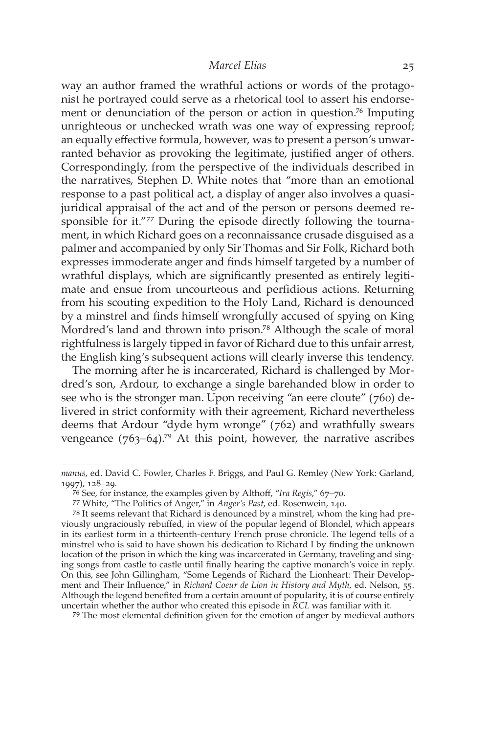way an author framed the wrathful actions or words of the protagonist he portrayed could serve as a rhetorical tool to assert his endorsement or denunciation of the person or action in question.[76] Imputing unrighteous or unchecked wrath was one way of expressing reproof; an equally effective formula, however, was to present a person's unwarranted behavior as provoking the legitimate, justified anger of others. Correspondingly, from the perspective of the individuals described in the narratives, Stephen D. White notes that "more than an emotional response to a past political act, a display of anger also involves a quasi-juridical appraisal of the act and of the person or persons deemed responsible for it."[77] During the episode directly following the tournament, in which Richard goes on a reconnaissance crusade disguised as a palmer and accompanied by only Sir Thomas and Sir Folk, Richard both expresses immoderate anger and finds himself targeted by a number of wrathful displays, which are significantly presented as entirely legitimate and ensue from uncourteous and perfidious actions. Returning from his scouting expedition to the Holy Land, Richard is denounced by a minstrel and finds himself wrongfully accused of spying on King Mordred's land and thrown into prison.[78] Although the scale of moral rightfulness is largely tipped in favor of Richard due to this unfair arrest, the English king's subsequent actions will clearly inverse this tendency.

The morning after he is incarcerated, Richard is challenged by Mordred's son, Ardour, to exchange a single barehanded blow in order to see who is the stronger man. Upon receiving "an eere cloute" (760) delivered in strict conformity with their agreement, Richard nevertheless deems that Ardour "dyde hym wronge" (762) and wrathfully swears vengeance (763–64).[79] At this point, however, the narrative ascribes

---

*manus*, ed. David C. Fowler, Charles F. Briggs, and Paul G. Remley (New York: Garland, 1997), 128–29.

[76] See, for instance, the examples given by Althoff, "*Ira Regis*," 67–70.

[77] White, "The Politics of Anger," in *Anger's Past*, ed. Rosenwein, 140.

[78] It seems relevant that Richard is denounced by a minstrel, whom the king had previously ungraciously rebuffed, in view of the popular legend of Blondel, which appears in its earliest form in a thirteenth-century French prose chronicle. The legend tells of a minstrel who is said to have shown his dedication to Richard I by finding the unknown location of the prison in which the king was incarcerated in Germany, traveling and singing songs from castle to castle until finally hearing the captive monarch's voice in reply. On this, see John Gillingham, "Some Legends of Richard the Lionheart: Their Development and Their Influence," in *Richard Coeur de Lion in History and Myth*, ed. Nelson, 55. Although the legend benefited from a certain amount of popularity, it is of course entirely uncertain whether the author who created this episode in *RCL* was familiar with it.

[79] The most elemental definition given for the emotion of anger by medieval authors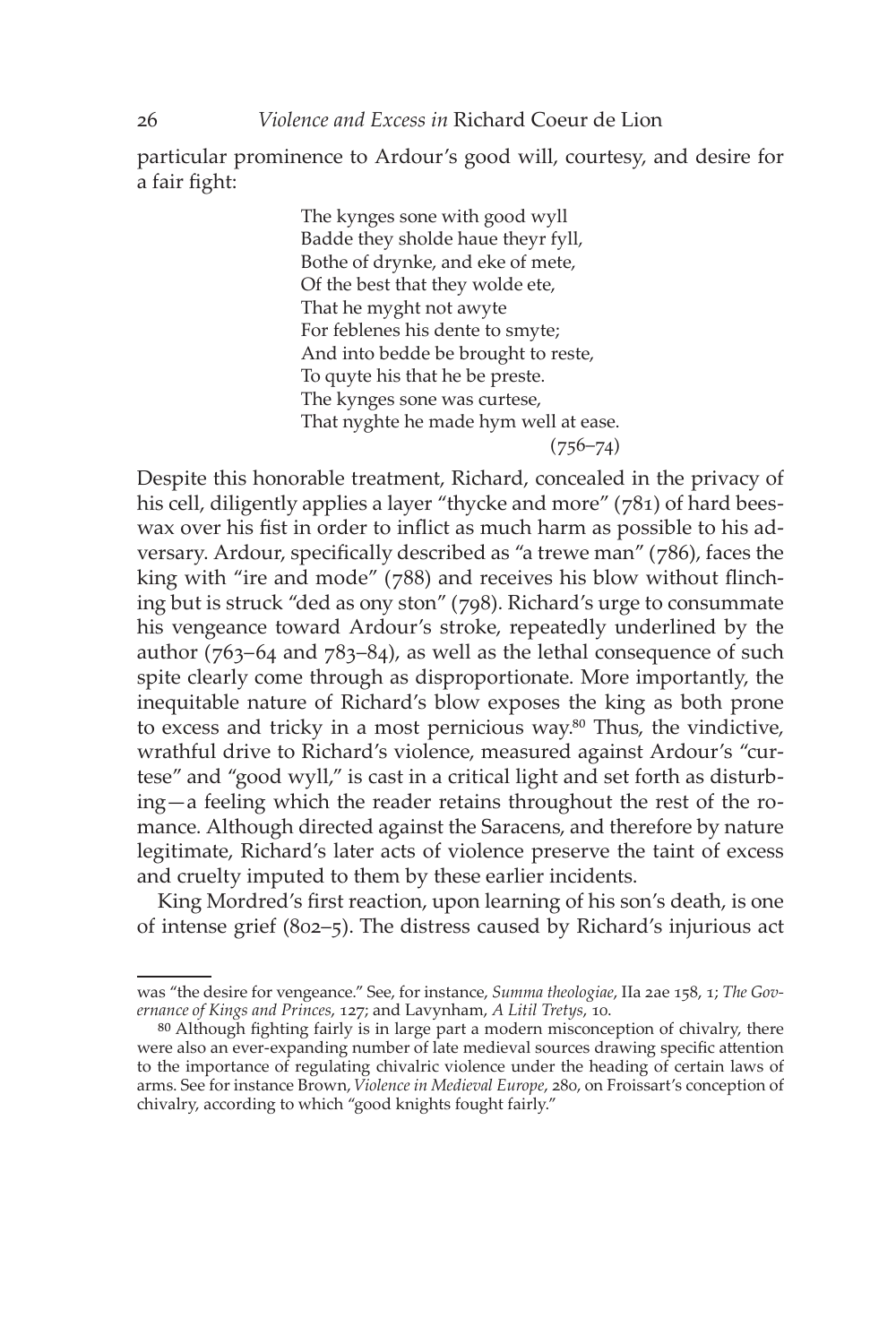particular prominence to Ardour's good will, courtesy, and desire for a fair fight:

> The kynges sone with good wyll
> Badde they sholde haue theyr fyll,
> Bothe of drynke, and eke of mete,
> Of the best that they wolde ete,
> That he myght not awyte
> For feblenes his dente to smyte;
> And into bedde be brought to reste,
> To quyte his that he be preste.
> The kynges sone was curtese,
> That nyghte he made hym well at ease.
> (756–74)

Despite this honorable treatment, Richard, concealed in the privacy of his cell, diligently applies a layer "thycke and more" (781) of hard beeswax over his fist in order to inflict as much harm as possible to his adversary. Ardour, specifically described as "a trewe man" (786), faces the king with "ire and mode" (788) and receives his blow without flinching but is struck "ded as ony ston" (798). Richard's urge to consummate his vengeance toward Ardour's stroke, repeatedly underlined by the author (763–64 and 783–84), as well as the lethal consequence of such spite clearly come through as disproportionate. More importantly, the inequitable nature of Richard's blow exposes the king as both prone to excess and tricky in a most pernicious way.[80] Thus, the vindictive, wrathful drive to Richard's violence, measured against Ardour's "curtese" and "good wyll," is cast in a critical light and set forth as disturbing—a feeling which the reader retains throughout the rest of the romance. Although directed against the Saracens, and therefore by nature legitimate, Richard's later acts of violence preserve the taint of excess and cruelty imputed to them by these earlier incidents.

King Mordred's first reaction, upon learning of his son's death, is one of intense grief (802–5). The distress caused by Richard's injurious act

---

was "the desire for vengeance." See, for instance, *Summa theologiae*, IIa 2ae 158, 1; *The Governance of Kings and Princes*, 127; and Lavynham, *A Litil Tretys*, 10.

[80] Although fighting fairly is in large part a modern misconception of chivalry, there were also an ever-expanding number of late medieval sources drawing specific attention to the importance of regulating chivalric violence under the heading of certain laws of arms. See for instance Brown, *Violence in Medieval Europe*, 280, on Froissart's conception of chivalry, according to which "good knights fought fairly."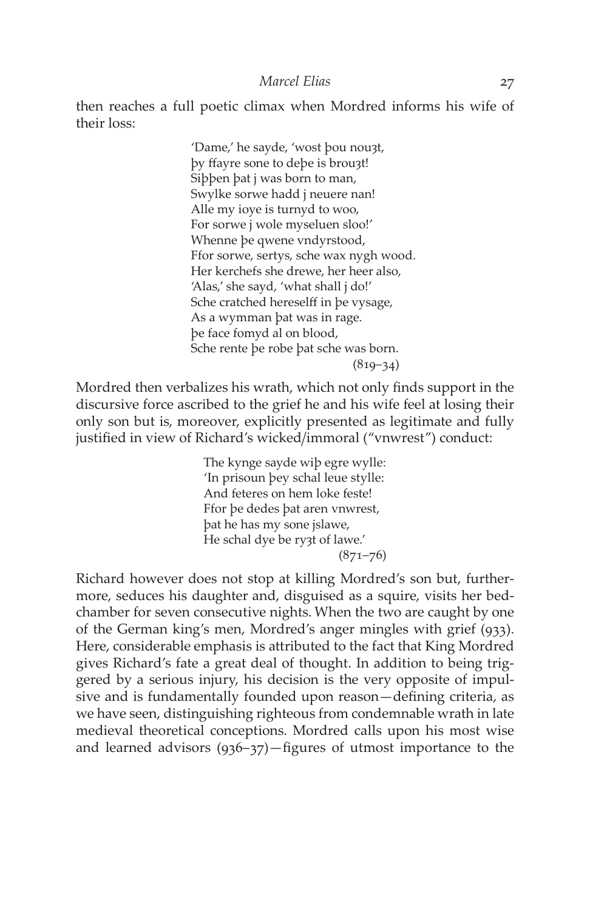then reaches a full poetic climax when Mordred informs his wife of their loss:

> 'Dame,' he sayde, 'wost þou nouȝt,
> þy ffayre sone to deþe is brouȝt!
> Siþþen þat j was born to man,
> Swylke sorwe hadd j neuere nan!
> Alle my ioye is turnyd to woo,
> For sorwe j wole myseluen sloo!'
> Whenne þe qwene vndyrstood,
> Ffor sorwe, sertys, sche wax nygh wood.
> Her kerchefs she drewe, her heer also,
> 'Alas,' she sayd, 'what shall j do!'
> Sche cratched hereselff in þe vysage,
> As a wymman þat was in rage.
> þe face fomyd al on blood,
> Sche rente þe robe þat sche was born.
> (819–34)

Mordred then verbalizes his wrath, which not only finds support in the discursive force ascribed to the grief he and his wife feel at losing their only son but is, moreover, explicitly presented as legitimate and fully justified in view of Richard's wicked/immoral ("vnwrest") conduct:

> The kynge sayde wiþ egre wylle:
> 'In prisoun þey schal leue stylle:
> And feteres on hem loke feste!
> Ffor þe dedes þat aren vnwrest,
> þat he has my sone jslawe,
> He schal dye be ryȝt of lawe.'
> (871–76)

Richard however does not stop at killing Mordred's son but, furthermore, seduces his daughter and, disguised as a squire, visits her bedchamber for seven consecutive nights. When the two are caught by one of the German king's men, Mordred's anger mingles with grief (933). Here, considerable emphasis is attributed to the fact that King Mordred gives Richard's fate a great deal of thought. In addition to being triggered by a serious injury, his decision is the very opposite of impulsive and is fundamentally founded upon reason—defining criteria, as we have seen, distinguishing righteous from condemnable wrath in late medieval theoretical conceptions. Mordred calls upon his most wise and learned advisors (936–37)—figures of utmost importance to the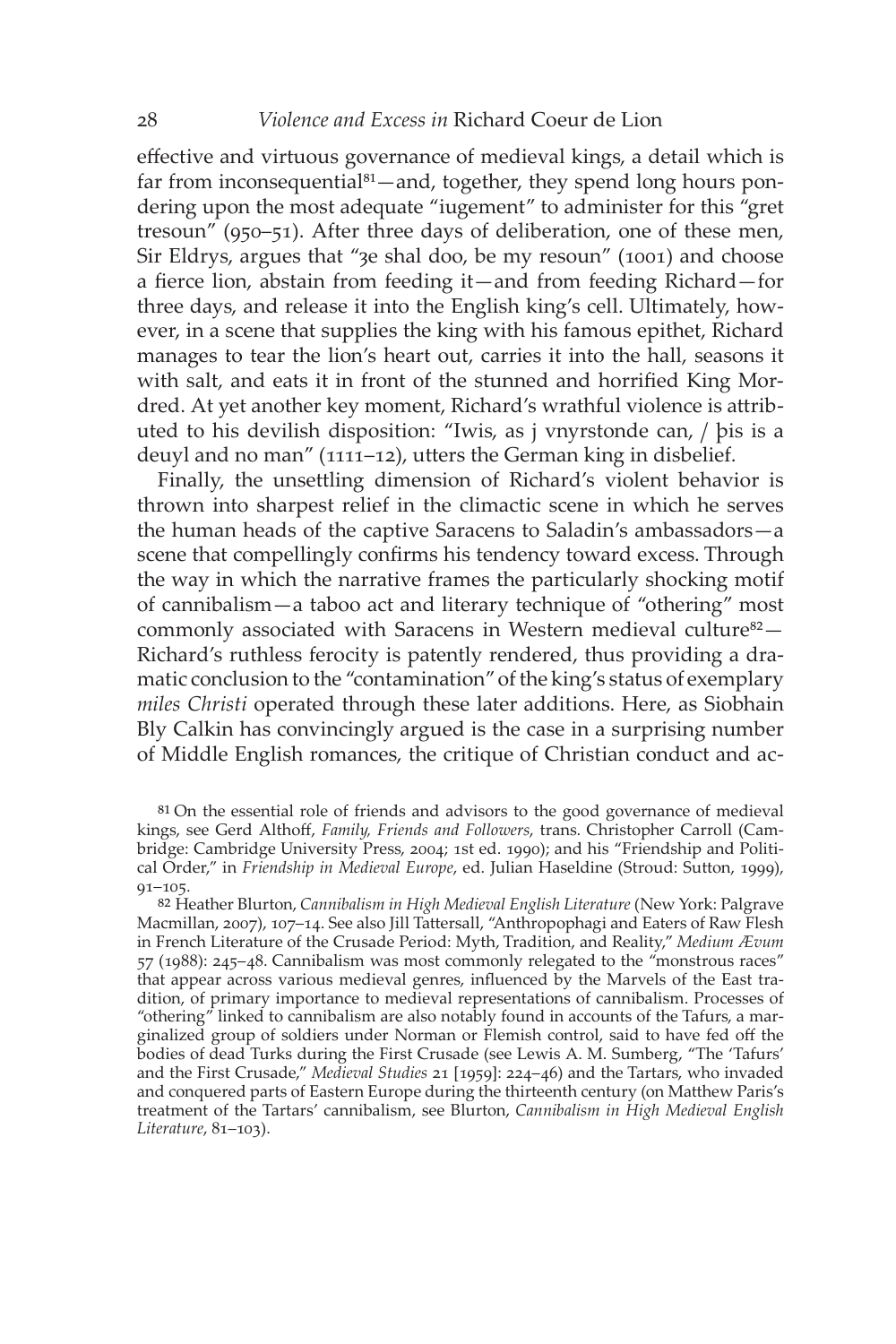effective and virtuous governance of medieval kings, a detail which is far from inconsequential[81]—and, together, they spend long hours pondering upon the most adequate "iugement" to administer for this "gret tresoun" (950–51). After three days of deliberation, one of these men, Sir Eldrys, argues that "ȝe shal doo, be my resoun" (1001) and choose a fierce lion, abstain from feeding it—and from feeding Richard—for three days, and release it into the English king's cell. Ultimately, however, in a scene that supplies the king with his famous epithet, Richard manages to tear the lion's heart out, carries it into the hall, seasons it with salt, and eats it in front of the stunned and horrified King Mordred. At yet another key moment, Richard's wrathful violence is attributed to his devilish disposition: "Iwis, as j vnyrstonde can, / þis is a deuyl and no man" (1111–12), utters the German king in disbelief.

Finally, the unsettling dimension of Richard's violent behavior is thrown into sharpest relief in the climactic scene in which he serves the human heads of the captive Saracens to Saladin's ambassadors—a scene that compellingly confirms his tendency toward excess. Through the way in which the narrative frames the particularly shocking motif of cannibalism—a taboo act and literary technique of "othering" most commonly associated with Saracens in Western medieval culture[82]—Richard's ruthless ferocity is patently rendered, thus providing a dramatic conclusion to the "contamination" of the king's status of exemplary *miles Christi* operated through these later additions. Here, as Siobhain Bly Calkin has convincingly argued is the case in a surprising number of Middle English romances, the critique of Christian conduct and ac-

[81] On the essential role of friends and advisors to the good governance of medieval kings, see Gerd Althoff, *Family, Friends and Followers*, trans. Christopher Carroll (Cambridge: Cambridge University Press, 2004; 1st ed. 1990); and his "Friendship and Political Order," in *Friendship in Medieval Europe*, ed. Julian Haseldine (Stroud: Sutton, 1999), 91–105.

[82] Heather Blurton, *Cannibalism in High Medieval English Literature* (New York: Palgrave Macmillan, 2007), 107–14. See also Jill Tattersall, "Anthropophagi and Eaters of Raw Flesh in French Literature of the Crusade Period: Myth, Tradition, and Reality," *Medium Ævum* 57 (1988): 245–48. Cannibalism was most commonly relegated to the "monstrous races" that appear across various medieval genres, influenced by the Marvels of the East tradition, of primary importance to medieval representations of cannibalism. Processes of "othering" linked to cannibalism are also notably found in accounts of the Tafurs, a marginalized group of soldiers under Norman or Flemish control, said to have fed off the bodies of dead Turks during the First Crusade (see Lewis A. M. Sumberg, "The 'Tafurs' and the First Crusade," *Medieval Studies* 21 [1959]: 224–46) and the Tartars, who invaded and conquered parts of Eastern Europe during the thirteenth century (on Matthew Paris's treatment of the Tartars' cannibalism, see Blurton, *Cannibalism in High Medieval English Literature*, 81–103).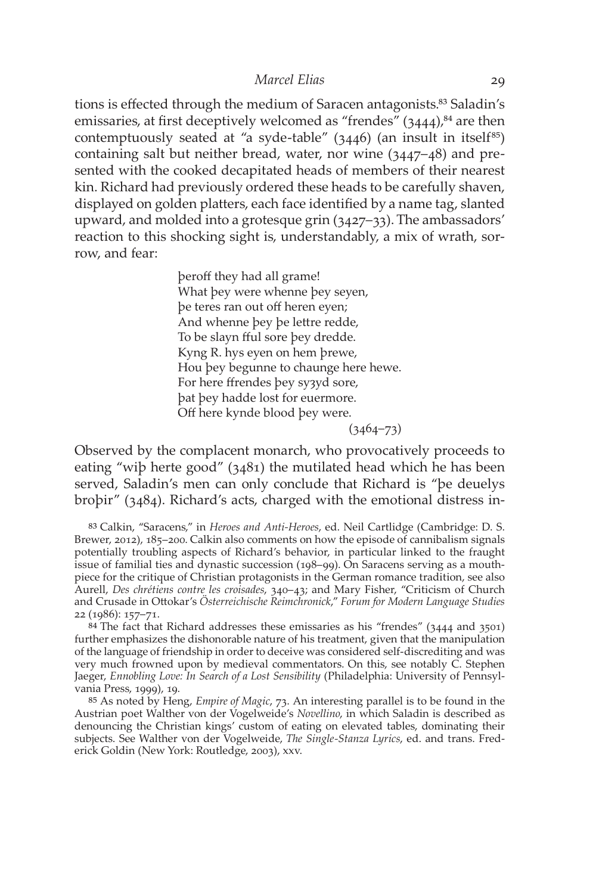tions is effected through the medium of Saracen antagonists.[83] Saladin's emissaries, at first deceptively welcomed as "frendes" (3444),[84] are then contemptuously seated at "a syde-table" (3446) (an insult in itself[85]) containing salt but neither bread, water, nor wine (3447–48) and presented with the cooked decapitated heads of members of their nearest kin. Richard had previously ordered these heads to be carefully shaven, displayed on golden platters, each face identified by a name tag, slanted upward, and molded into a grotesque grin (3427–33). The ambassadors' reaction to this shocking sight is, understandably, a mix of wrath, sorrow, and fear:

> þeroff they had all grame!
> What þey were whenne þey seyen,
> þe teres ran out off heren eyen;
> And whenne þey þe lettre redde,
> To be slayn fful sore þey dredde.
> Kyng R. hys eyen on hem þrewe,
> Hou þey begunne to chaunge here hewe.
> For here ffrendes þey syȝyd sore,
> þat þey hadde lost for euermore.
> Off here kynde blood þey were.
>
> (3464–73)

Observed by the complacent monarch, who provocatively proceeds to eating "wiþ herte good" (3481) the mutilated head which he has been served, Saladin's men can only conclude that Richard is "þe deuelys broþir" (3484). Richard's acts, charged with the emotional distress in-

83 Calkin, "Saracens," in *Heroes and Anti-Heroes*, ed. Neil Cartlidge (Cambridge: D. S. Brewer, 2012), 185–200. Calkin also comments on how the episode of cannibalism signals potentially troubling aspects of Richard's behavior, in particular linked to the fraught issue of familial ties and dynastic succession (198–99). On Saracens serving as a mouthpiece for the critique of Christian protagonists in the German romance tradition, see also Aurell, *Des chrétiens contre les croisades*, 340–43; and Mary Fisher, "Criticism of Church and Crusade in Ottokar's *Österreichische Reimchronick*," *Forum for Modern Language Studies* 22 (1986): 157–71.

84 The fact that Richard addresses these emissaries as his "frendes" (3444 and 3501) further emphasizes the dishonorable nature of his treatment, given that the manipulation of the language of friendship in order to deceive was considered self-discrediting and was very much frowned upon by medieval commentators. On this, see notably C. Stephen Jaeger, *Ennobling Love: In Search of a Lost Sensibility* (Philadelphia: University of Pennsylvania Press, 1999), 19.

85 As noted by Heng, *Empire of Magic*, 73. An interesting parallel is to be found in the Austrian poet Walther von der Vogelweide's *Novellino*, in which Saladin is described as denouncing the Christian kings' custom of eating on elevated tables, dominating their subjects. See Walther von der Vogelweide, *The Single-Stanza Lyrics*, ed. and trans. Frederick Goldin (New York: Routledge, 2003), xxv.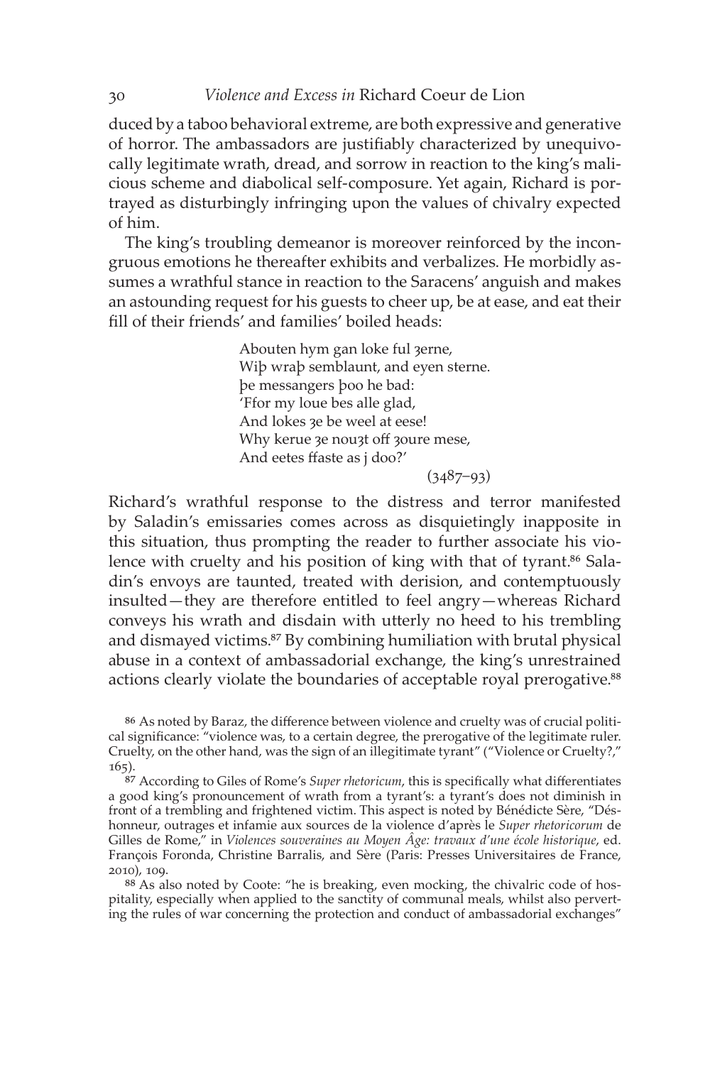duced by a taboo behavioral extreme, are both expressive and generative of horror. The ambassadors are justifiably characterized by unequivocally legitimate wrath, dread, and sorrow in reaction to the king's malicious scheme and diabolical self-composure. Yet again, Richard is portrayed as disturbingly infringing upon the values of chivalry expected of him.

The king's troubling demeanor is moreover reinforced by the incongruous emotions he thereafter exhibits and verbalizes. He morbidly assumes a wrathful stance in reaction to the Saracens' anguish and makes an astounding request for his guests to cheer up, be at ease, and eat their fill of their friends' and families' boiled heads:

> Abouten hym gan loke ful ȝerne,
> Wiþ wraþ semblaunt, and eyen sterne.
> Þe messangers þoo he bad:
> 'Ffor my loue bes alle glad,
> And lokes ȝe be weel at eese!
> Why kerue ȝe nouȝt off ȝoure mese,
> And eetes ffaste as j doo?'
>
> (3487–93)

Richard's wrathful response to the distress and terror manifested by Saladin's emissaries comes across as disquietingly inapposite in this situation, thus prompting the reader to further associate his violence with cruelty and his position of king with that of tyrant.[86] Saladin's envoys are taunted, treated with derision, and contemptuously insulted—they are therefore entitled to feel angry—whereas Richard conveys his wrath and disdain with utterly no heed to his trembling and dismayed victims.[87] By combining humiliation with brutal physical abuse in a context of ambassadorial exchange, the king's unrestrained actions clearly violate the boundaries of acceptable royal prerogative.[88]

86 As noted by Baraz, the difference between violence and cruelty was of crucial political significance: "violence was, to a certain degree, the prerogative of the legitimate ruler. Cruelty, on the other hand, was the sign of an illegitimate tyrant" ("Violence or Cruelty?," 165).

87 According to Giles of Rome's *Super rhetoricum*, this is specifically what differentiates a good king's pronouncement of wrath from a tyrant's: a tyrant's does not diminish in front of a trembling and frightened victim. This aspect is noted by Bénédicte Sère, "Déshonneur, outrages et infamie aux sources de la violence d'après le *Super rhetoricorum* de Gilles de Rome," in *Violences souveraines au Moyen Âge: travaux d'une école historique*, ed. François Foronda, Christine Barralis, and Sère (Paris: Presses Universitaires de France, 2010), 109.

88 As also noted by Coote: "he is breaking, even mocking, the chivalric code of hospitality, especially when applied to the sanctity of communal meals, whilst also perverting the rules of war concerning the protection and conduct of ambassadorial exchanges"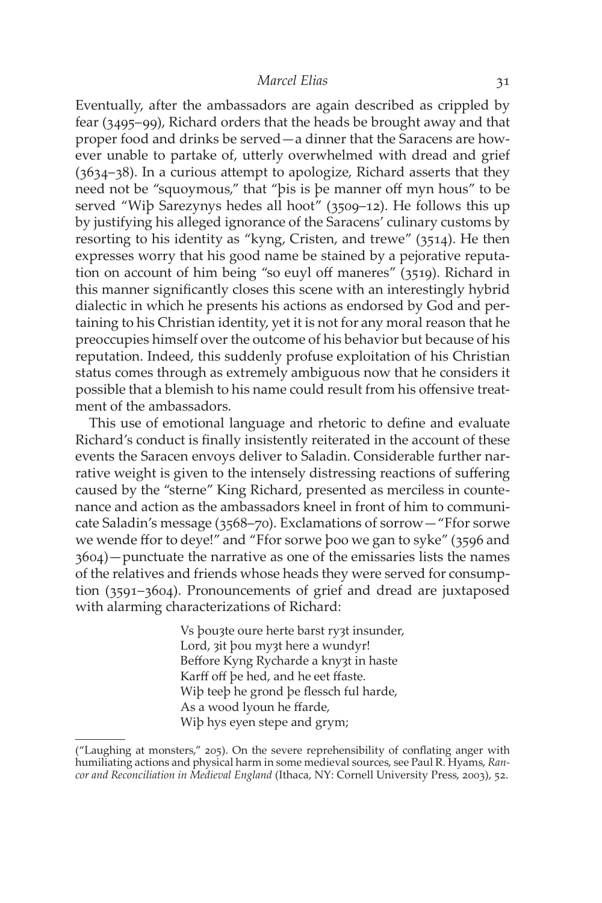Eventually, after the ambassadors are again described as crippled by fear (3495–99), Richard orders that the heads be brought away and that proper food and drinks be served—a dinner that the Saracens are however unable to partake of, utterly overwhelmed with dread and grief (3634–38). In a curious attempt to apologize, Richard asserts that they need not be "squoymous," that "þis is þe manner off myn hous" to be served "Wiþ Sarezynys hedes all hoot" (3509–12). He follows this up by justifying his alleged ignorance of the Saracens' culinary customs by resorting to his identity as "kyng, Cristen, and trewe" (3514). He then expresses worry that his good name be stained by a pejorative reputation on account of him being "so euyl off maneres" (3519). Richard in this manner significantly closes this scene with an interestingly hybrid dialectic in which he presents his actions as endorsed by God and pertaining to his Christian identity, yet it is not for any moral reason that he preoccupies himself over the outcome of his behavior but because of his reputation. Indeed, this suddenly profuse exploitation of his Christian status comes through as extremely ambiguous now that he considers it possible that a blemish to his name could result from his offensive treatment of the ambassadors.

This use of emotional language and rhetoric to define and evaluate Richard's conduct is finally insistently reiterated in the account of these events the Saracen envoys deliver to Saladin. Considerable further narrative weight is given to the intensely distressing reactions of suffering caused by the "sterne" King Richard, presented as merciless in countenance and action as the ambassadors kneel in front of him to communicate Saladin's message (3568–70). Exclamations of sorrow—"Ffor sorwe we wende ffor to deye!" and "Ffor sorwe þoo we gan to syke" (3596 and 3604)—punctuate the narrative as one of the emissaries lists the names of the relatives and friends whose heads they were served for consumption (3591–3604). Pronouncements of grief and dread are juxtaposed with alarming characterizations of Richard:

> Vs þouȝte oure herte barst ryȝt insunder,
> Lord, ȝit þou myȝt here a wundyr!
> Beffore Kyng Rycharde a knyȝt in haste
> Karff off þe hed, and he eet ffaste.
> Wiþ teeþ he grond þe flessch ful harde,
> As a wood lyoun he ffarde,
> Wiþ hys eyen stepe and grym;

("Laughing at monsters," 205). On the severe reprehensibility of conflating anger with humiliating actions and physical harm in some medieval sources, see Paul R. Hyams, *Rancor and Reconciliation in Medieval England* (Ithaca, NY: Cornell University Press, 2003), 52.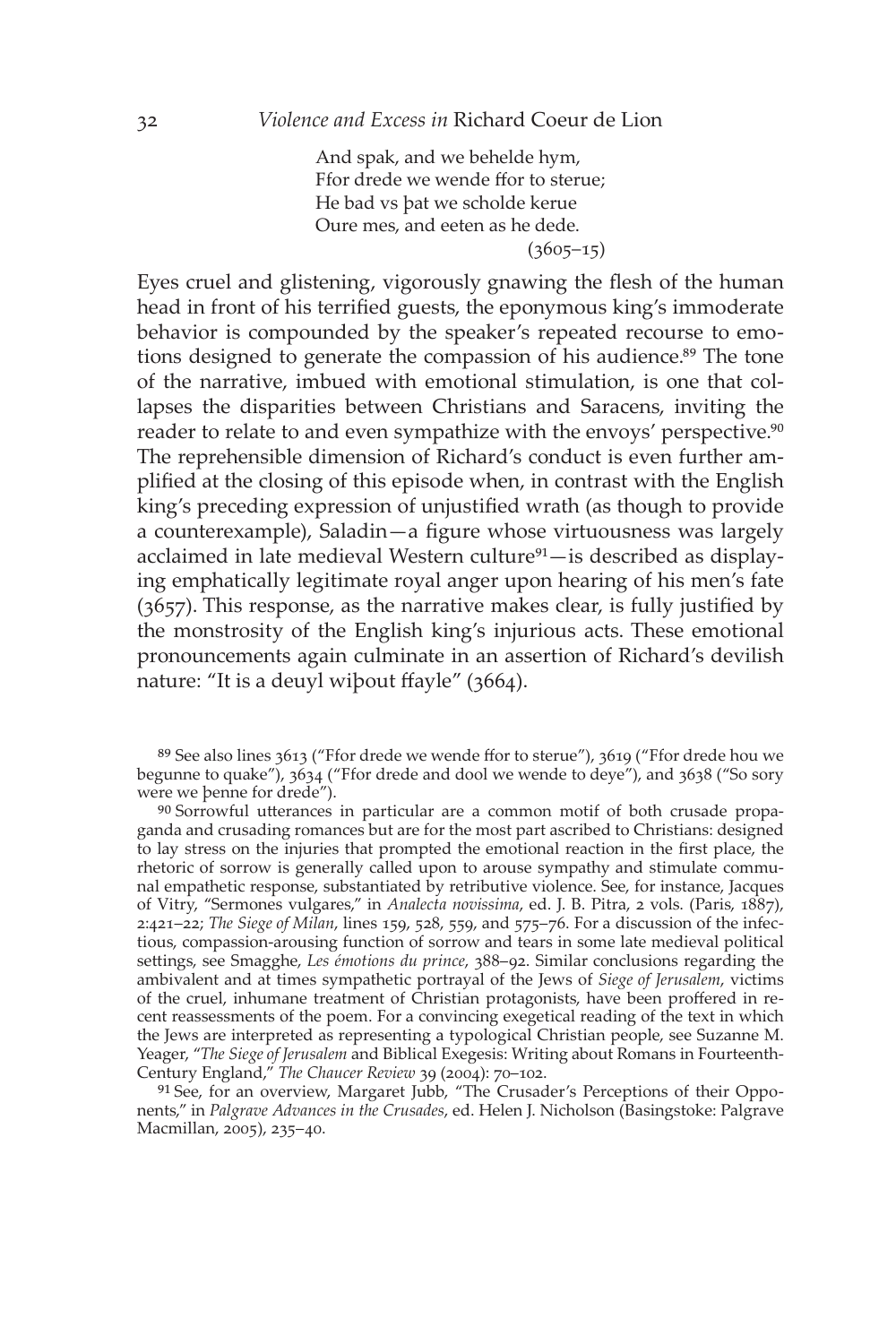And spak, and we behelde hym,
Ffor drede we wende ffor to sterue;
He bad vs þat we scholde kerue
Oure mes, and eeten as he dede.
(3605–15)

Eyes cruel and glistening, vigorously gnawing the flesh of the human head in front of his terrified guests, the eponymous king's immoderate behavior is compounded by the speaker's repeated recourse to emotions designed to generate the compassion of his audience.[89] The tone of the narrative, imbued with emotional stimulation, is one that collapses the disparities between Christians and Saracens, inviting the reader to relate to and even sympathize with the envoys' perspective.[90] The reprehensible dimension of Richard's conduct is even further amplified at the closing of this episode when, in contrast with the English king's preceding expression of unjustified wrath (as though to provide a counterexample), Saladin—a figure whose virtuousness was largely acclaimed in late medieval Western culture[91]—is described as displaying emphatically legitimate royal anger upon hearing of his men's fate (3657). This response, as the narrative makes clear, is fully justified by the monstrosity of the English king's injurious acts. These emotional pronouncements again culminate in an assertion of Richard's devilish nature: "It is a deuyl wiþout ffayle" (3664).

[89] See also lines 3613 ("Ffor drede we wende ffor to sterue"), 3619 ("Ffor drede hou we begunne to quake"), 3634 ("Ffor drede and dool we wende to deye"), and 3638 ("So sory were we þenne for drede").

[90] Sorrowful utterances in particular are a common motif of both crusade propaganda and crusading romances but are for the most part ascribed to Christians: designed to lay stress on the injuries that prompted the emotional reaction in the first place, the rhetoric of sorrow is generally called upon to arouse sympathy and stimulate communal empathetic response, substantiated by retributive violence. See, for instance, Jacques of Vitry, "Sermones vulgares," in *Analecta novissima*, ed. J. B. Pitra, 2 vols. (Paris, 1887), 2:421–22; *The Siege of Milan*, lines 159, 528, 559, and 575–76. For a discussion of the infectious, compassion-arousing function of sorrow and tears in some late medieval political settings, see Smagghe, *Les émotions du prince*, 388–92. Similar conclusions regarding the ambivalent and at times sympathetic portrayal of the Jews of *Siege of Jerusalem*, victims of the cruel, inhumane treatment of Christian protagonists, have been proffered in recent reassessments of the poem. For a convincing exegetical reading of the text in which the Jews are interpreted as representing a typological Christian people, see Suzanne M. Yeager, "*The Siege of Jerusalem* and Biblical Exegesis: Writing about Romans in Fourteenth-Century England," *The Chaucer Review* 39 (2004): 70–102.

[91] See, for an overview, Margaret Jubb, "The Crusader's Perceptions of their Opponents," in *Palgrave Advances in the Crusades*, ed. Helen J. Nicholson (Basingstoke: Palgrave Macmillan, 2005), 235–40.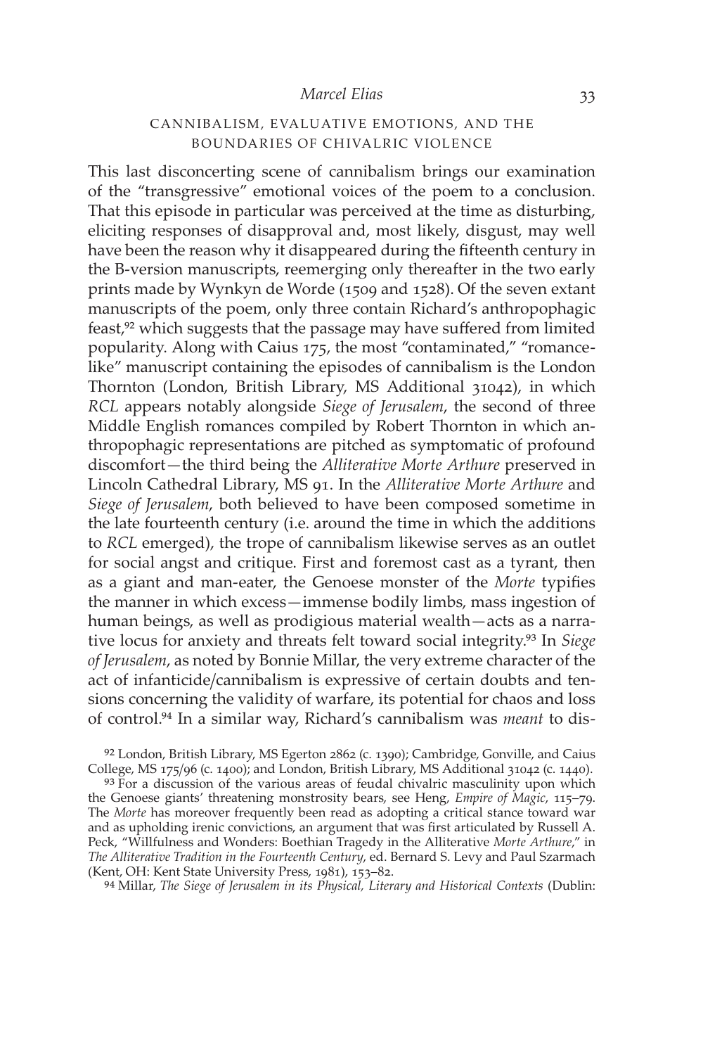## CANNIBALISM, EVALUATIVE EMOTIONS, AND THE BOUNDARIES OF CHIVALRIC VIOLENCE

This last disconcerting scene of cannibalism brings our examination of the "transgressive" emotional voices of the poem to a conclusion. That this episode in particular was perceived at the time as disturbing, eliciting responses of disapproval and, most likely, disgust, may well have been the reason why it disappeared during the fifteenth century in the B-version manuscripts, reemerging only thereafter in the two early prints made by Wynkyn de Worde (1509 and 1528). Of the seven extant manuscripts of the poem, only three contain Richard's anthropophagic feast,[92] which suggests that the passage may have suffered from limited popularity. Along with Caius 175, the most "contaminated," "romance-like" manuscript containing the episodes of cannibalism is the London Thornton (London, British Library, MS Additional 31042), in which *RCL* appears notably alongside *Siege of Jerusalem*, the second of three Middle English romances compiled by Robert Thornton in which anthropophagic representations are pitched as symptomatic of profound discomfort—the third being the *Alliterative Morte Arthure* preserved in Lincoln Cathedral Library, MS 91. In the *Alliterative Morte Arthure* and *Siege of Jerusalem*, both believed to have been composed sometime in the late fourteenth century (i.e. around the time in which the additions to *RCL* emerged), the trope of cannibalism likewise serves as an outlet for social angst and critique. First and foremost cast as a tyrant, then as a giant and man-eater, the Genoese monster of the *Morte* typifies the manner in which excess—immense bodily limbs, mass ingestion of human beings, as well as prodigious material wealth—acts as a narrative locus for anxiety and threats felt toward social integrity.[93] In *Siege of Jerusalem*, as noted by Bonnie Millar, the very extreme character of the act of infanticide/cannibalism is expressive of certain doubts and tensions concerning the validity of warfare, its potential for chaos and loss of control.[94] In a similar way, Richard's cannibalism was *meant* to dis-

[92] London, British Library, MS Egerton 2862 (c. 1390); Cambridge, Gonville, and Caius College, MS 175/96 (c. 1400); and London, British Library, MS Additional 31042 (c. 1440).

[93] For a discussion of the various areas of feudal chivalric masculinity upon which the Genoese giants' threatening monstrosity bears, see Heng, *Empire of Magic*, 115–79. The *Morte* has moreover frequently been read as adopting a critical stance toward war and as upholding irenic convictions, an argument that was first articulated by Russell A. Peck, "Willfulness and Wonders: Boethian Tragedy in the Alliterative *Morte Arthure*," in *The Alliterative Tradition in the Fourteenth Century*, ed. Bernard S. Levy and Paul Szarmach (Kent, OH: Kent State University Press, 1981), 153–82.

[94] Millar, *The Siege of Jerusalem in its Physical, Literary and Historical Contexts* (Dublin: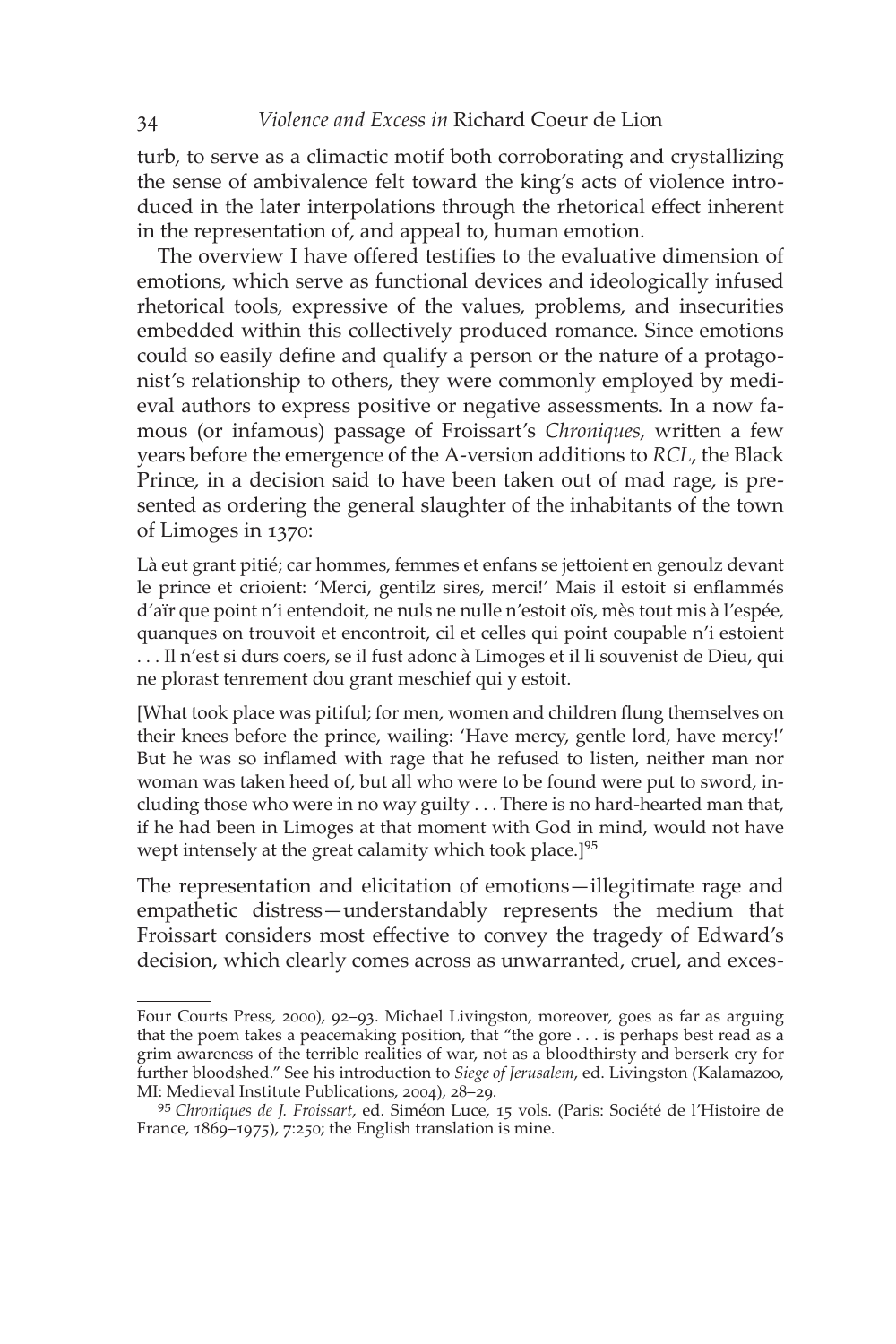turb, to serve as a climactic motif both corroborating and crystallizing the sense of ambivalence felt toward the king's acts of violence introduced in the later interpolations through the rhetorical effect inherent in the representation of, and appeal to, human emotion.

The overview I have offered testifies to the evaluative dimension of emotions, which serve as functional devices and ideologically infused rhetorical tools, expressive of the values, problems, and insecurities embedded within this collectively produced romance. Since emotions could so easily define and qualify a person or the nature of a protagonist's relationship to others, they were commonly employed by medieval authors to express positive or negative assessments. In a now famous (or infamous) passage of Froissart's *Chroniques*, written a few years before the emergence of the A-version additions to *RCL*, the Black Prince, in a decision said to have been taken out of mad rage, is presented as ordering the general slaughter of the inhabitants of the town of Limoges in 1370:

Là eut grant pitié; car hommes, femmes et enfans se jettoient en genoulz devant le prince et crioient: 'Merci, gentilz sires, merci!' Mais il estoit si enflammés d'aïr que point n'i entendoit, ne nuls ne nulle n'estoit oïs, mès tout mis à l'espée, quanques on trouvoit et encontroit, cil et celles qui point coupable n'i estoient . . . Il n'est si durs coers, se il fust adonc à Limoges et il li souvenist de Dieu, qui ne plorast tenrement dou grant meschief qui y estoit.

[What took place was pitiful; for men, women and children flung themselves on their knees before the prince, wailing: 'Have mercy, gentle lord, have mercy!' But he was so inflamed with rage that he refused to listen, neither man nor woman was taken heed of, but all who were to be found were put to sword, including those who were in no way guilty . . . There is no hard-hearted man that, if he had been in Limoges at that moment with God in mind, would not have wept intensely at the great calamity which took place.][95]

The representation and elicitation of emotions—illegitimate rage and empathetic distress—understandably represents the medium that Froissart considers most effective to convey the tragedy of Edward's decision, which clearly comes across as unwarranted, cruel, and exces-

---

Four Courts Press, 2000), 92–93. Michael Livingston, moreover, goes as far as arguing that the poem takes a peacemaking position, that "the gore . . . is perhaps best read as a grim awareness of the terrible realities of war, not as a bloodthirsty and berserk cry for further bloodshed." See his introduction to *Siege of Jerusalem*, ed. Livingston (Kalamazoo, MI: Medieval Institute Publications, 2004), 28–29.

[95] *Chroniques de J. Froissart*, ed. Siméon Luce, 15 vols. (Paris: Société de l'Histoire de France, 1869–1975), 7:250; the English translation is mine.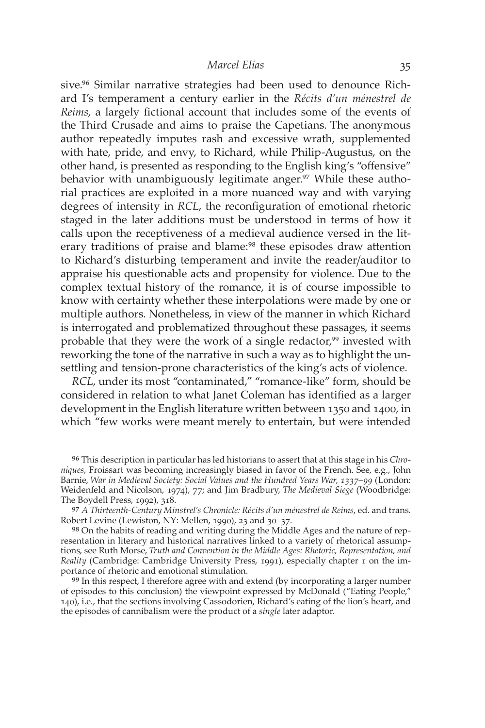sive.[96] Similar narrative strategies had been used to denounce Richard I's temperament a century earlier in the *Récits d'un ménestrel de Reims*, a largely fictional account that includes some of the events of the Third Crusade and aims to praise the Capetians. The anonymous author repeatedly imputes rash and excessive wrath, supplemented with hate, pride, and envy, to Richard, while Philip-Augustus, on the other hand, is presented as responding to the English king's "offensive" behavior with unambiguously legitimate anger.[97] While these authorial practices are exploited in a more nuanced way and with varying degrees of intensity in *RCL*, the reconfiguration of emotional rhetoric staged in the later additions must be understood in terms of how it calls upon the receptiveness of a medieval audience versed in the literary traditions of praise and blame:[98] these episodes draw attention to Richard's disturbing temperament and invite the reader/auditor to appraise his questionable acts and propensity for violence. Due to the complex textual history of the romance, it is of course impossible to know with certainty whether these interpolations were made by one or multiple authors. Nonetheless, in view of the manner in which Richard is interrogated and problematized throughout these passages, it seems probable that they were the work of a single redactor,[99] invested with reworking the tone of the narrative in such a way as to highlight the unsettling and tension-prone characteristics of the king's acts of violence.

*RCL*, under its most "contaminated," "romance-like" form, should be considered in relation to what Janet Coleman has identified as a larger development in the English literature written between 1350 and 1400, in which "few works were meant merely to entertain, but were intended

[96] This description in particular has led historians to assert that at this stage in his *Chroniques*, Froissart was becoming increasingly biased in favor of the French. See, e.g., John Barnie, *War in Medieval Society: Social Values and the Hundred Years War, 1337–99* (London: Weidenfeld and Nicolson, 1974), 77; and Jim Bradbury, *The Medieval Siege* (Woodbridge: The Boydell Press, 1992), 318.

[97] *A Thirteenth-Century Minstrel's Chronicle: Récits d'un ménestrel de Reims*, ed. and trans. Robert Levine (Lewiston, NY: Mellen, 1990), 23 and 30–37.

[98] On the habits of reading and writing during the Middle Ages and the nature of representation in literary and historical narratives linked to a variety of rhetorical assumptions, see Ruth Morse, *Truth and Convention in the Middle Ages: Rhetoric, Representation, and Reality* (Cambridge: Cambridge University Press, 1991), especially chapter 1 on the importance of rhetoric and emotional stimulation.

[99] In this respect, I therefore agree with and extend (by incorporating a larger number of episodes to this conclusion) the viewpoint expressed by McDonald ("Eating People," 140), i.e., that the sections involving Cassodorien, Richard's eating of the lion's heart, and the episodes of cannibalism were the product of a *single* later adaptor.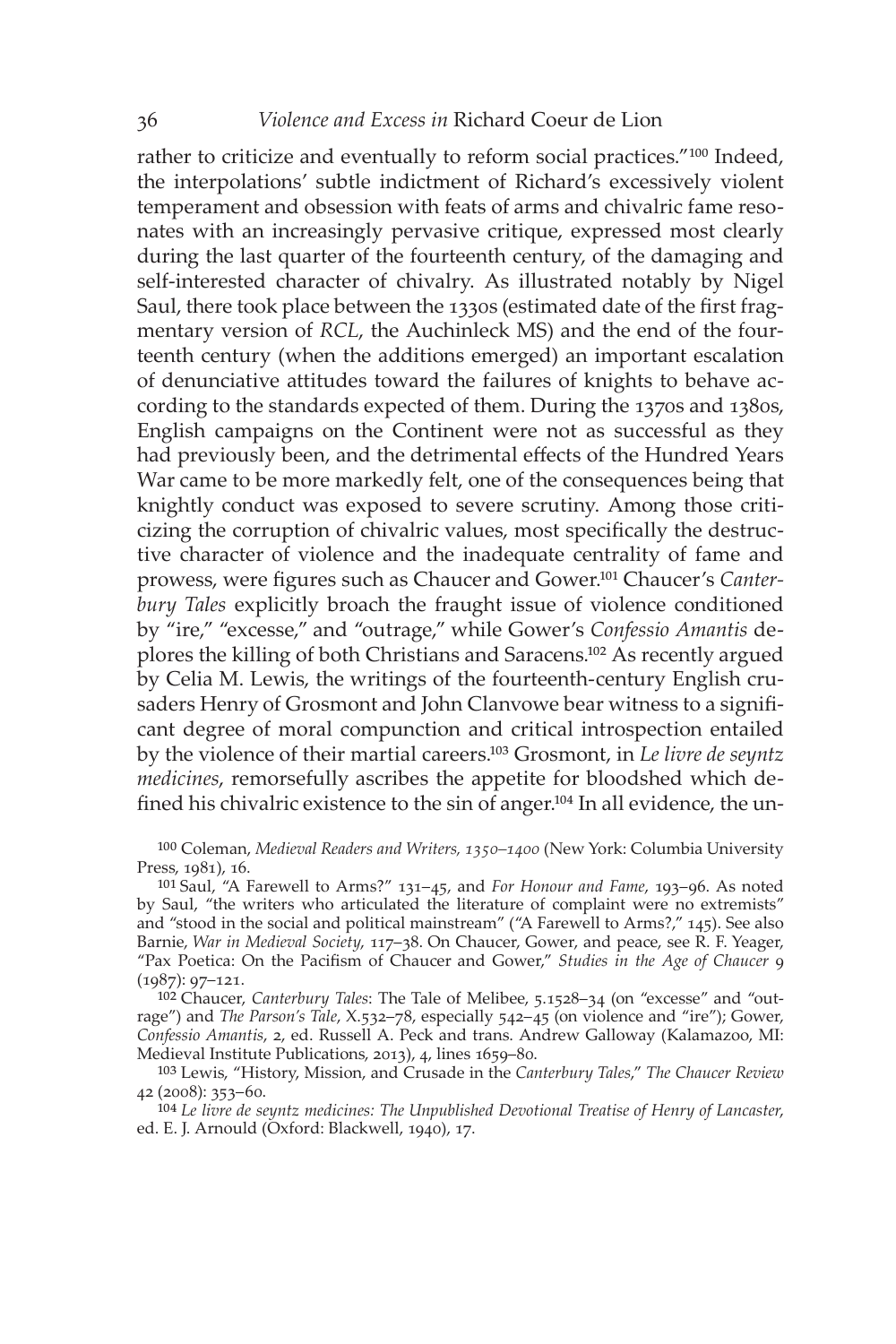rather to criticize and eventually to reform social practices."[100] Indeed, the interpolations' subtle indictment of Richard's excessively violent temperament and obsession with feats of arms and chivalric fame resonates with an increasingly pervasive critique, expressed most clearly during the last quarter of the fourteenth century, of the damaging and self-interested character of chivalry. As illustrated notably by Nigel Saul, there took place between the 1330s (estimated date of the first fragmentary version of *RCL*, the Auchinleck MS) and the end of the fourteenth century (when the additions emerged) an important escalation of denunciative attitudes toward the failures of knights to behave according to the standards expected of them. During the 1370s and 1380s, English campaigns on the Continent were not as successful as they had previously been, and the detrimental effects of the Hundred Years War came to be more markedly felt, one of the consequences being that knightly conduct was exposed to severe scrutiny. Among those criticizing the corruption of chivalric values, most specifically the destructive character of violence and the inadequate centrality of fame and prowess, were figures such as Chaucer and Gower.[101] Chaucer's *Canterbury Tales* explicitly broach the fraught issue of violence conditioned by "ire," "excesse," and "outrage," while Gower's *Confessio Amantis* deplores the killing of both Christians and Saracens.[102] As recently argued by Celia M. Lewis, the writings of the fourteenth-century English crusaders Henry of Grosmont and John Clanvowe bear witness to a significant degree of moral compunction and critical introspection entailed by the violence of their martial careers.[103] Grosmont, in *Le livre de seyntz medicines*, remorsefully ascribes the appetite for bloodshed which defined his chivalric existence to the sin of anger.[104] In all evidence, the un-

100 Coleman, *Medieval Readers and Writers, 1350–1400* (New York: Columbia University Press, 1981), 16.

101 Saul, "A Farewell to Arms?" 131–45, and *For Honour and Fame*, 193–96. As noted by Saul, "the writers who articulated the literature of complaint were no extremists" and "stood in the social and political mainstream" ("A Farewell to Arms?," 145). See also Barnie, *War in Medieval Society*, 117–38. On Chaucer, Gower, and peace, see R. F. Yeager, "Pax Poetica: On the Pacifism of Chaucer and Gower," *Studies in the Age of Chaucer* 9 (1987): 97–121.

102 Chaucer, *Canterbury Tales*: The Tale of Melibee, 5.1528–34 (on "excesse" and "outrage") and *The Parson's Tale*, X.532–78, especially 542–45 (on violence and "ire"); Gower, *Confessio Amantis*, 2, ed. Russell A. Peck and trans. Andrew Galloway (Kalamazoo, MI: Medieval Institute Publications, 2013), 4, lines 1659–80.

103 Lewis, "History, Mission, and Crusade in the *Canterbury Tales*," *The Chaucer Review* 42 (2008): 353–60.

104 *Le livre de seyntz medicines: The Unpublished Devotional Treatise of Henry of Lancaster*, ed. E. J. Arnould (Oxford: Blackwell, 1940), 17.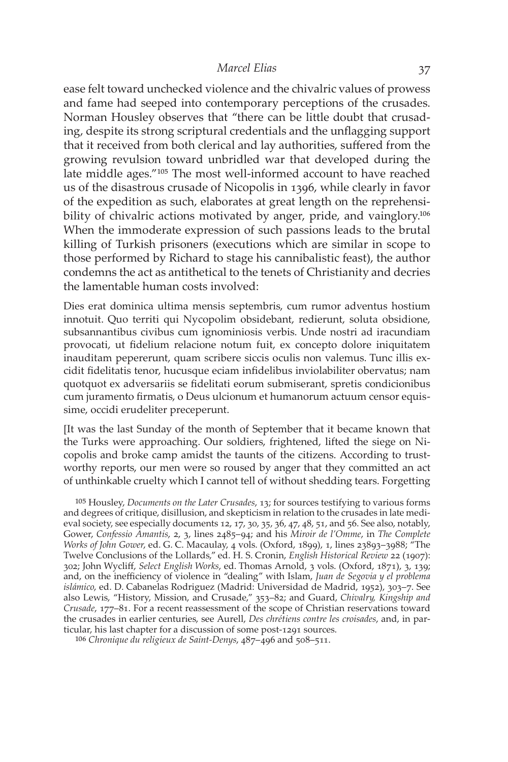ease felt toward unchecked violence and the chivalric values of prowess and fame had seeped into contemporary perceptions of the crusades. Norman Housley observes that "there can be little doubt that crusading, despite its strong scriptural credentials and the unflagging support that it received from both clerical and lay authorities, suffered from the growing revulsion toward unbridled war that developed during the late middle ages."[105] The most well-informed account to have reached us of the disastrous crusade of Nicopolis in 1396, while clearly in favor of the expedition as such, elaborates at great length on the reprehensibility of chivalric actions motivated by anger, pride, and vainglory.[106] When the immoderate expression of such passions leads to the brutal killing of Turkish prisoners (executions which are similar in scope to those performed by Richard to stage his cannibalistic feast), the author condemns the act as antithetical to the tenets of Christianity and decries the lamentable human costs involved:

Dies erat dominica ultima mensis septembris, cum rumor adventus hostium innotuit. Quo territi qui Nycopolim obsidebant, redierunt, soluta obsidione, subsannantibus civibus cum ignominiosis verbis. Unde nostri ad iracundiam provocati, ut fidelium relacione notum fuit, ex concepto dolore iniquitatem inauditam pepererunt, quam scribere siccis oculis non valemus. Tunc illis excidit fidelitatis tenor, hucusque eciam infidelibus inviolabiliter obervatus; nam quotquot ex adversariis se fidelitati eorum submiserant, spretis condicionibus cum juramento firmatis, o Deus ulcionum et humanorum actuum censor equissime, occidi erudeliter preceperunt.

[It was the last Sunday of the month of September that it became known that the Turks were approaching. Our soldiers, frightened, lifted the siege on Nicopolis and broke camp amidst the taunts of the citizens. According to trustworthy reports, our men were so roused by anger that they committed an act of unthinkable cruelty which I cannot tell of without shedding tears. Forgetting

105 Housley, *Documents on the Later Crusades*, 13; for sources testifying to various forms and degrees of critique, disillusion, and skepticism in relation to the crusades in late medieval society, see especially documents 12, 17, 30, 35, 36, 47, 48, 51, and 56. See also, notably, Gower, *Confessio Amantis*, 2, 3, lines 2485–94; and his *Miroir de l'Omme*, in *The Complete Works of John Gower*, ed. G. C. Macaulay, 4 vols. (Oxford, 1899), 1, lines 23893–3988; "The Twelve Conclusions of the Lollards," ed. H. S. Cronin, *English Historical Review* 22 (1907): 302; John Wycliff, *Select English Works*, ed. Thomas Arnold, 3 vols. (Oxford, 1871), 3, 139; and, on the inefficiency of violence in "dealing" with Islam, *Juan de Segovia y el problema islámico*, ed. D. Cabanelas Rodriguez (Madrid: Universidad de Madrid, 1952), 303–7. See also Lewis, "History, Mission, and Crusade," 353–82; and Guard, *Chivalry, Kingship and Crusade*, 177–81. For a recent reassessment of the scope of Christian reservations toward the crusades in earlier centuries, see Aurell, *Des chrétiens contre les croisades*, and, in particular, his last chapter for a discussion of some post-1291 sources.

106 *Chronique du religieux de Saint-Denys*, 487–496 and 508–511.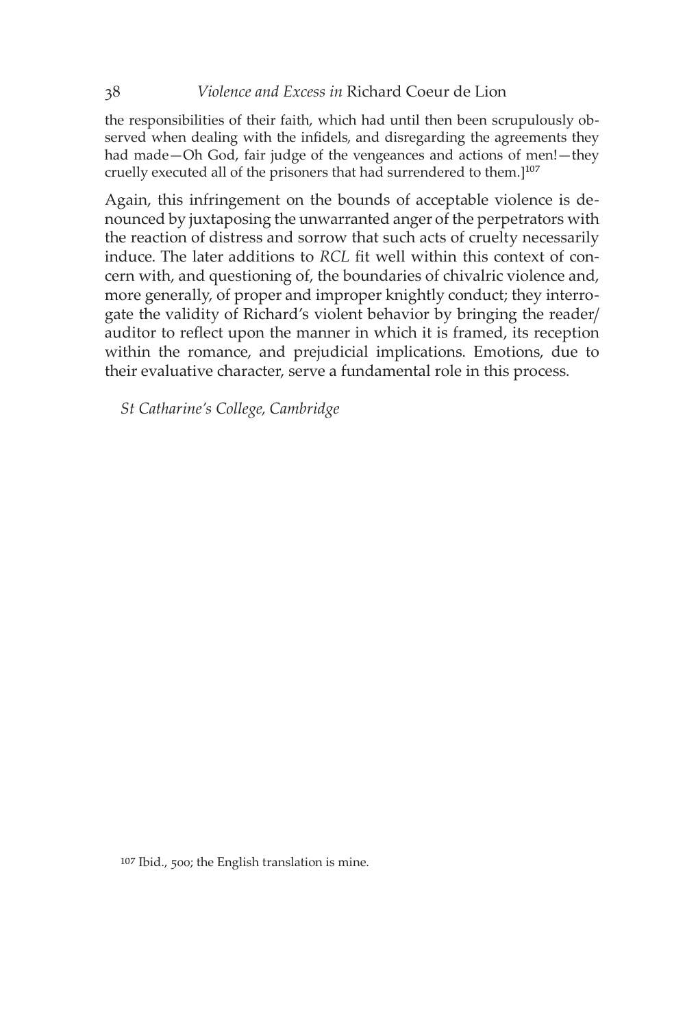the responsibilities of their faith, which had until then been scrupulously observed when dealing with the infidels, and disregarding the agreements they had made—Oh God, fair judge of the vengeances and actions of men!—they cruelly executed all of the prisoners that had surrendered to them.][107]

Again, this infringement on the bounds of acceptable violence is denounced by juxtaposing the unwarranted anger of the perpetrators with the reaction of distress and sorrow that such acts of cruelty necessarily induce. The later additions to *RCL* fit well within this context of concern with, and questioning of, the boundaries of chivalric violence and, more generally, of proper and improper knightly conduct; they interrogate the validity of Richard's violent behavior by bringing the reader/auditor to reflect upon the manner in which it is framed, its reception within the romance, and prejudicial implications. Emotions, due to their evaluative character, serve a fundamental role in this process.

*St Catharine's College, Cambridge*

[107] Ibid., 500; the English translation is mine.